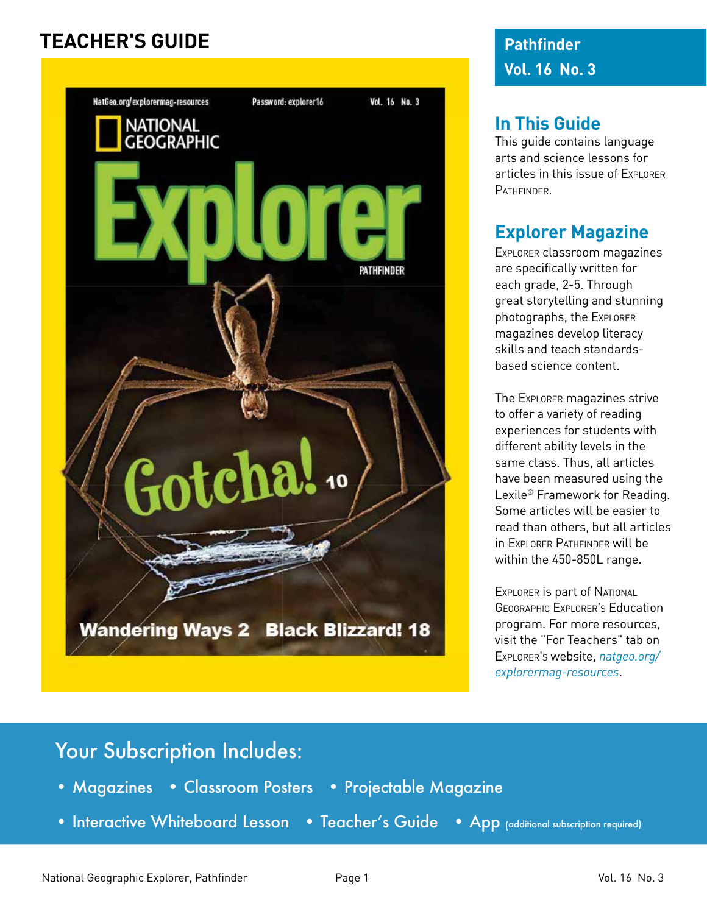# TEACHER'S GUIDE

**Pathfinder**
**Vol. 16 No. 3**

## In This Guide

This guide contains language arts and science lessons for articles in this issue of Explorer Pathfinder.

## Explorer Magazine

Explorer classroom magazines are specifically written for each grade, 2-5. Through great storytelling and stunning photographs, the Explorer magazines develop literacy skills and teach standards-based science content.

The Explorer magazines strive to offer a variety of reading experiences for students with different ability levels in the same class. Thus, all articles have been measured using the Lexile® Framework for Reading. Some articles will be easier to read than others, but all articles in Explorer Pathfinder will be within the 450-850L range.

Explorer is part of National Geographic Explorer's Education program. For more resources, visit the "For Teachers" tab on Explorer's website, *natgeo.org/explorermag-resources*.

## Your Subscription Includes:

- Magazines
- Classroom Posters
- Projectable Magazine
- Interactive Whiteboard Lesson
- Teacher's Guide
- App (additional subscription required)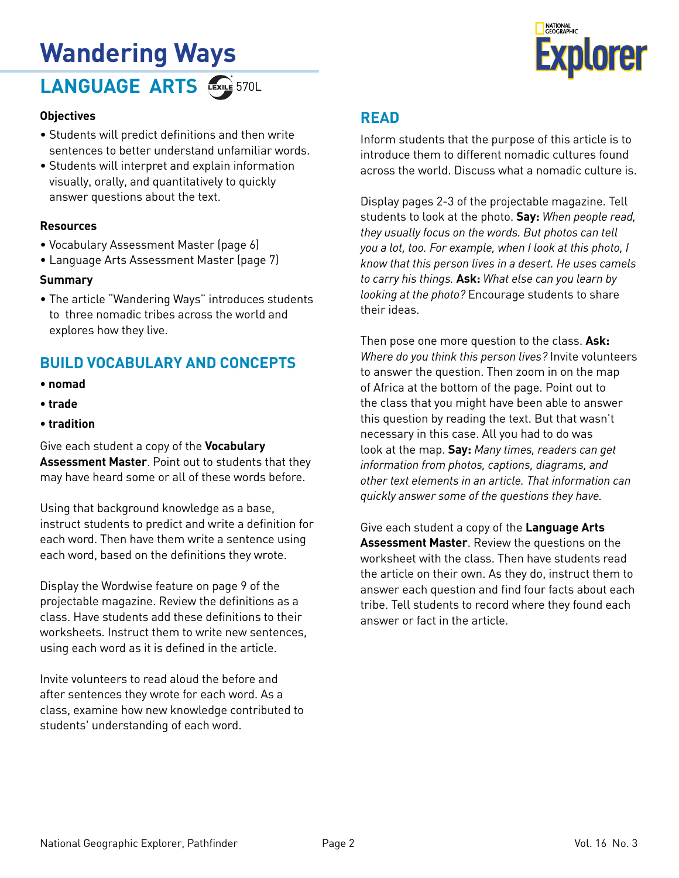# Wandering Ways

## LANGUAGE ARTS 570L

### Objectives

- Students will predict definitions and then write sentences to better understand unfamiliar words.
- Students will interpret and explain information visually, orally, and quantitatively to quickly answer questions about the text.

### Resources

- Vocabulary Assessment Master (page 6)
- Language Arts Assessment Master (page 7)

### Summary

- The article "Wandering Ways" introduces students to three nomadic tribes across the world and explores how they live.

## BUILD VOCABULARY AND CONCEPTS

- **nomad**
- **trade**
- **tradition**

Give each student a copy of the **Vocabulary Assessment Master**. Point out to students that they may have heard some or all of these words before.

Using that background knowledge as a base, instruct students to predict and write a definition for each word. Then have them write a sentence using each word, based on the definitions they wrote.

Display the Wordwise feature on page 9 of the projectable magazine. Review the definitions as a class. Have students add these definitions to their worksheets. Instruct them to write new sentences, using each word as it is defined in the article.

Invite volunteers to read aloud the before and after sentences they wrote for each word. As a class, examine how new knowledge contributed to students' understanding of each word.

## READ

Inform students that the purpose of this article is to introduce them to different nomadic cultures found across the world. Discuss what a nomadic culture is.

Display pages 2-3 of the projectable magazine. Tell students to look at the photo. **Say:** *When people read, they usually focus on the words. But photos can tell you a lot, too. For example, when I look at this photo, I know that this person lives in a desert. He uses camels to carry his things.* **Ask:** *What else can you learn by looking at the photo?* Encourage students to share their ideas.

Then pose one more question to the class. **Ask:** *Where do you think this person lives?* Invite volunteers to answer the question. Then zoom in on the map of Africa at the bottom of the page. Point out to the class that you might have been able to answer this question by reading the text. But that wasn't necessary in this case. All you had to do was look at the map. **Say:** *Many times, readers can get information from photos, captions, diagrams, and other text elements in an article. That information can quickly answer some of the questions they have.*

Give each student a copy of the **Language Arts Assessment Master**. Review the questions on the worksheet with the class. Then have students read the article on their own. As they do, instruct them to answer each question and find four facts about each tribe. Tell students to record where they found each answer or fact in the article.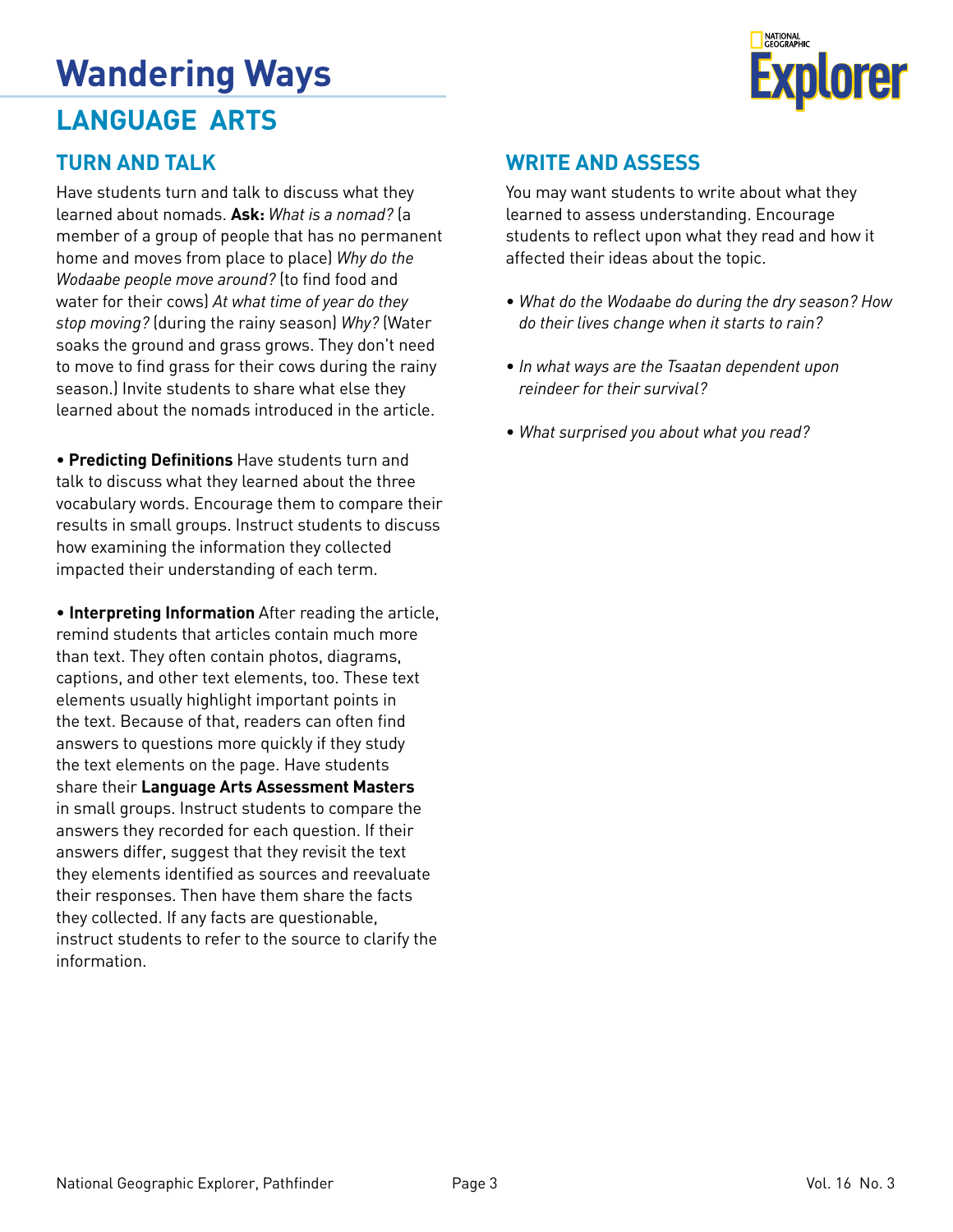# Wandering Ways

## LANGUAGE ARTS

### TURN AND TALK

Have students turn and talk to discuss what they learned about nomads. **Ask:** *What is a nomad?* (a member of a group of people that has no permanent home and moves from place to place) *Why do the Wodaabe people move around?* (to find food and water for their cows) *At what time of year do they stop moving?* (during the rainy season) *Why?* (Water soaks the ground and grass grows. They don't need to move to find grass for their cows during the rainy season.) Invite students to share what else they learned about the nomads introduced in the article.

• **Predicting Definitions** Have students turn and talk to discuss what they learned about the three vocabulary words. Encourage them to compare their results in small groups. Instruct students to discuss how examining the information they collected impacted their understanding of each term.

• **Interpreting Information** After reading the article, remind students that articles contain much more than text. They often contain photos, diagrams, captions, and other text elements, too. These text elements usually highlight important points in the text. Because of that, readers can often find answers to questions more quickly if they study the text elements on the page. Have students share their **Language Arts Assessment Masters** in small groups. Instruct students to compare the answers they recorded for each question. If their answers differ, suggest that they revisit the text they elements identified as sources and reevaluate their responses. Then have them share the facts they collected. If any facts are questionable, instruct students to refer to the source to clarify the information.

### WRITE AND ASSESS

You may want students to write about what they learned to assess understanding. Encourage students to reflect upon what they read and how it affected their ideas about the topic.

- *What do the Wodaabe do during the dry season? How do their lives change when it starts to rain?*
- *In what ways are the Tsaatan dependent upon reindeer for their survival?*
- *What surprised you about what you read?*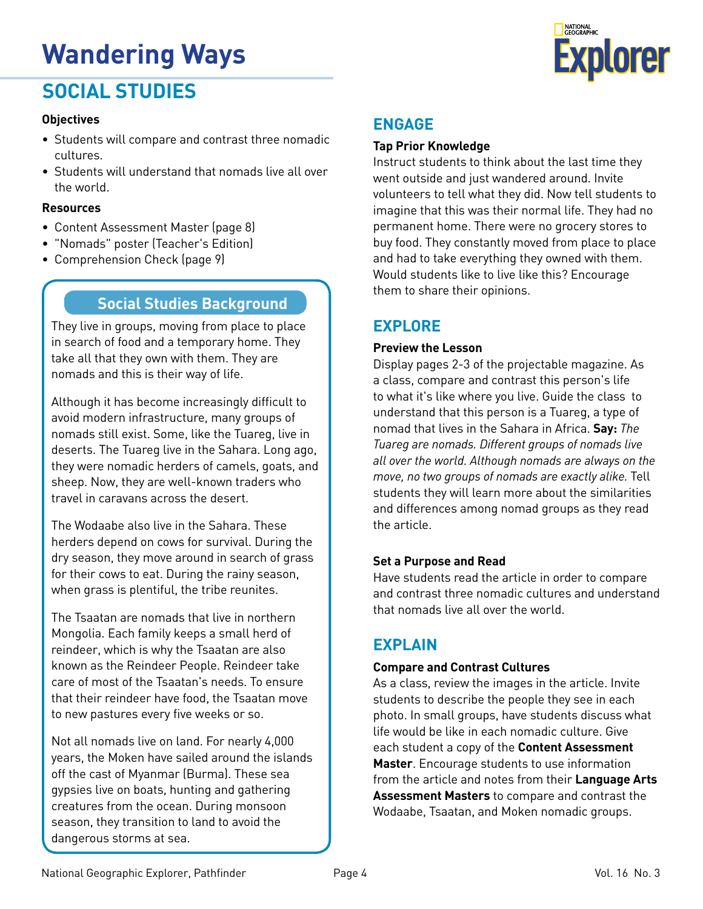# Wandering Ways

## SOCIAL STUDIES

**Objectives**

- Students will compare and contrast three nomadic cultures.
- Students will understand that nomads live all over the world.

**Resources**

- Content Assessment Master (page 8)
- "Nomads" poster (Teacher's Edition)
- Comprehension Check (page 9)

### Social Studies Background

They live in groups, moving from place to place in search of food and a temporary home. They take all that they own with them. They are nomads and this is their way of life.

Although it has become increasingly difficult to avoid modern infrastructure, many groups of nomads still exist. Some, like the Tuareg, live in deserts. The Tuareg live in the Sahara. Long ago, they were nomadic herders of camels, goats, and sheep. Now, they are well-known traders who travel in caravans across the desert.

The Wodaabe also live in the Sahara. These herders depend on cows for survival. During the dry season, they move around in search of grass for their cows to eat. During the rainy season, when grass is plentiful, the tribe reunites.

The Tsaatan are nomads that live in northern Mongolia. Each family keeps a small herd of reindeer, which is why the Tsaatan are also known as the Reindeer People. Reindeer take care of most of the Tsaatan's needs. To ensure that their reindeer have food, the Tsaatan move to new pastures every five weeks or so.

Not all nomads live on land. For nearly 4,000 years, the Moken have sailed around the islands off the cast of Myanmar (Burma). These sea gypsies live on boats, hunting and gathering creatures from the ocean. During monsoon season, they transition to land to avoid the dangerous storms at sea.

## ENGAGE

**Tap Prior Knowledge**

Instruct students to think about the last time they went outside and just wandered around. Invite volunteers to tell what they did. Now tell students to imagine that this was their normal life. They had no permanent home. There were no grocery stores to buy food. They constantly moved from place to place and had to take everything they owned with them. Would students like to live like this? Encourage them to share their opinions.

## EXPLORE

**Preview the Lesson**

Display pages 2-3 of the projectable magazine. As a class, compare and contrast this person's life to what it's like where you live. Guide the class to understand that this person is a Tuareg, a type of nomad that lives in the Sahara in Africa. **Say:** *The Tuareg are nomads. Different groups of nomads live all over the world. Although nomads are always on the move, no two groups of nomads are exactly alike.* Tell students they will learn more about the similarities and differences among nomad groups as they read the article.

**Set a Purpose and Read**

Have students read the article in order to compare and contrast three nomadic cultures and understand that nomads live all over the world.

## EXPLAIN

**Compare and Contrast Cultures**

As a class, review the images in the article. Invite students to describe the people they see in each photo. In small groups, have students discuss what life would be like in each nomadic culture. Give each student a copy of the **Content Assessment Master**. Encourage students to use information from the article and notes from their **Language Arts Assessment Masters** to compare and contrast the Wodaabe, Tsaatan, and Moken nomadic groups.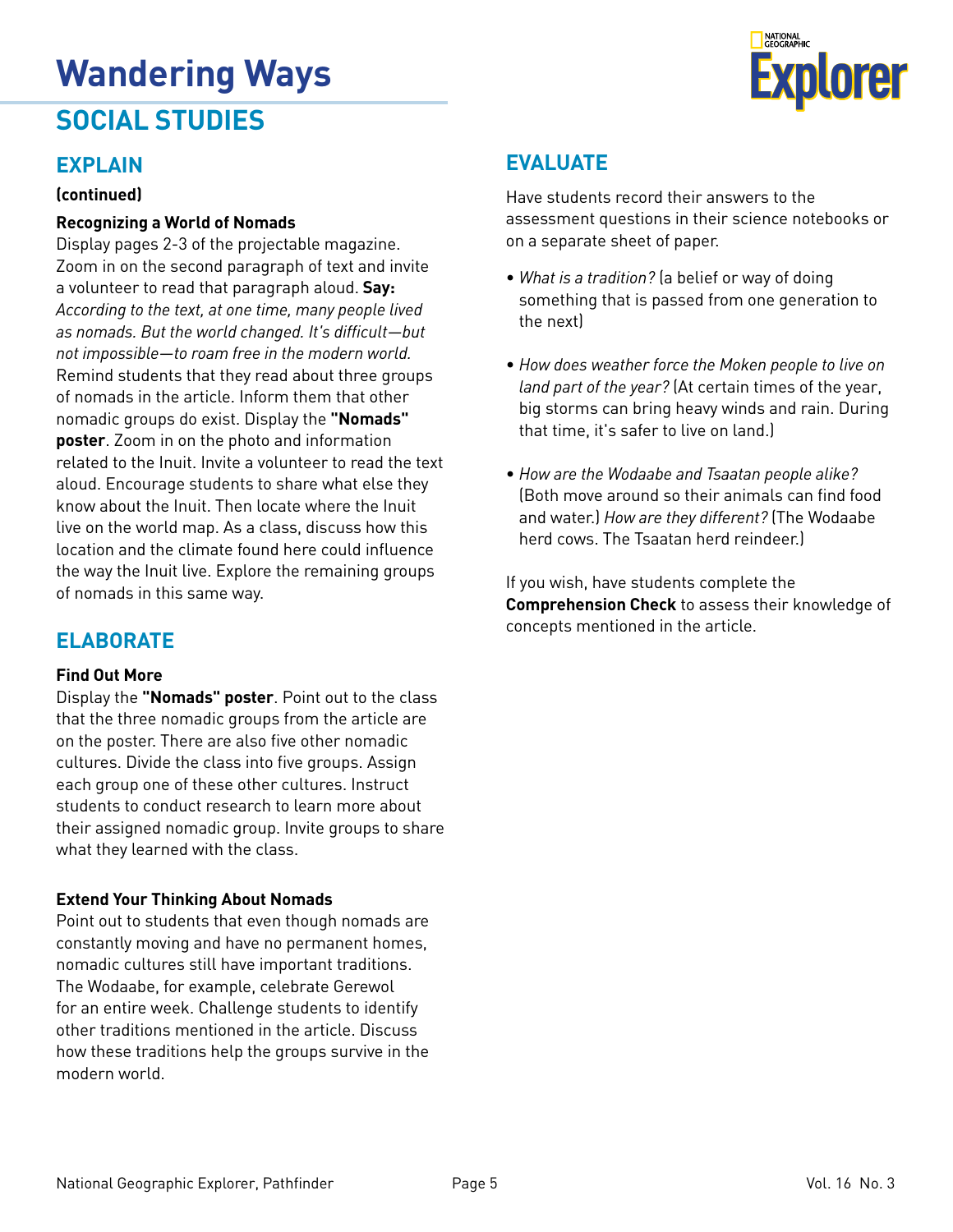# Wandering Ways

## SOCIAL STUDIES

### EXPLAIN

**(continued)**

**Recognizing a World of Nomads**

Display pages 2-3 of the projectable magazine. Zoom in on the second paragraph of text and invite a volunteer to read that paragraph aloud. **Say:** *According to the text, at one time, many people lived as nomads. But the world changed. It's difficult—but not impossible—to roam free in the modern world.* Remind students that they read about three groups of nomads in the article. Inform them that other nomadic groups do exist. Display the **"Nomads" poster**. Zoom in on the photo and information related to the Inuit. Invite a volunteer to read the text aloud. Encourage students to share what else they know about the Inuit. Then locate where the Inuit live on the world map. As a class, discuss how this location and the climate found here could influence the way the Inuit live. Explore the remaining groups of nomads in this same way.

### ELABORATE

**Find Out More**

Display the **"Nomads" poster**. Point out to the class that the three nomadic groups from the article are on the poster. There are also five other nomadic cultures. Divide the class into five groups. Assign each group one of these other cultures. Instruct students to conduct research to learn more about their assigned nomadic group. Invite groups to share what they learned with the class.

**Extend Your Thinking About Nomads**

Point out to students that even though nomads are constantly moving and have no permanent homes, nomadic cultures still have important traditions. The Wodaabe, for example, celebrate Gerewol for an entire week. Challenge students to identify other traditions mentioned in the article. Discuss how these traditions help the groups survive in the modern world.

### EVALUATE

Have students record their answers to the assessment questions in their science notebooks or on a separate sheet of paper.

- *What is a tradition?* (a belief or way of doing something that is passed from one generation to the next)
- *How does weather force the Moken people to live on land part of the year?* (At certain times of the year, big storms can bring heavy winds and rain. During that time, it's safer to live on land.)
- *How are the Wodaabe and Tsaatan people alike?* (Both move around so their animals can find food and water.) *How are they different?* (The Wodaabe herd cows. The Tsaatan herd reindeer.)

If you wish, have students complete the **Comprehension Check** to assess their knowledge of concepts mentioned in the article.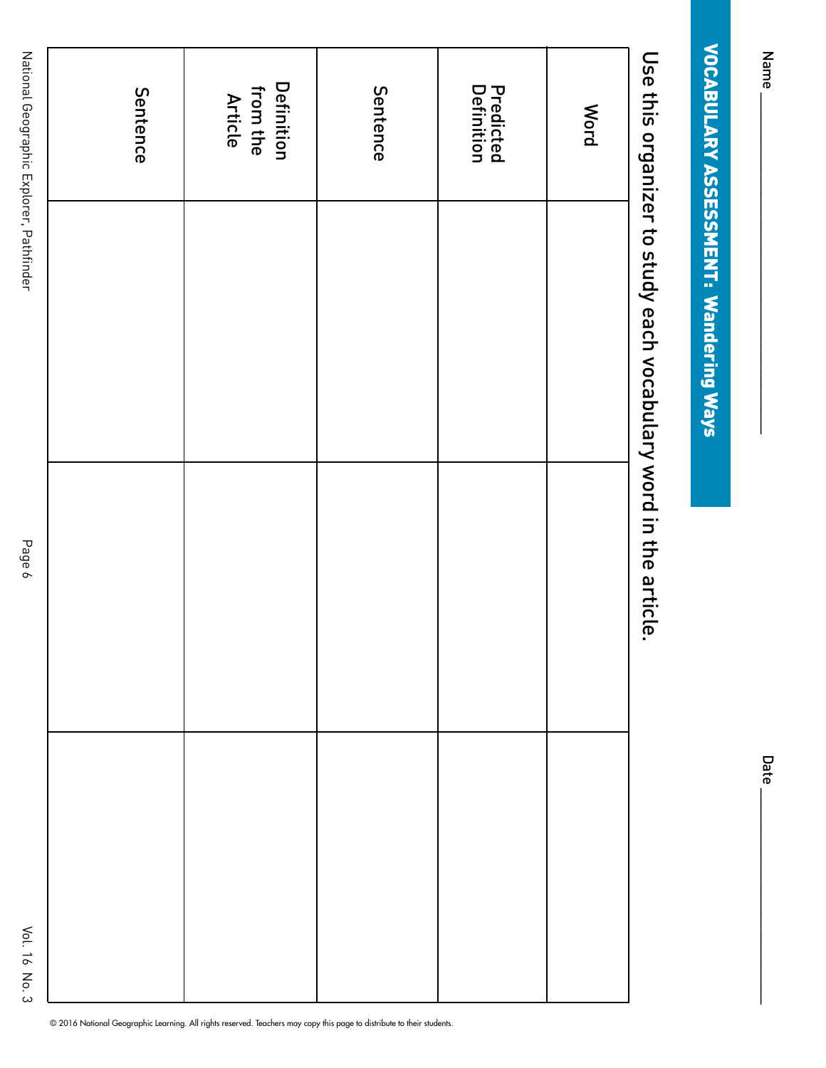Name ____________________ Date ____________________

# VOCABULARY ASSESSMENT: Wandering Ways

Use this organizer to study each vocabulary word in the article.

| Word | | | |
|---|---|---|---|
| Predicted Definition | | | |
| Sentence | | | |
| Definition from the Article | | | |
| Sentence | | | |

© 2016 National Geographic Learning. All rights reserved. Teachers may copy this page to distribute to their students.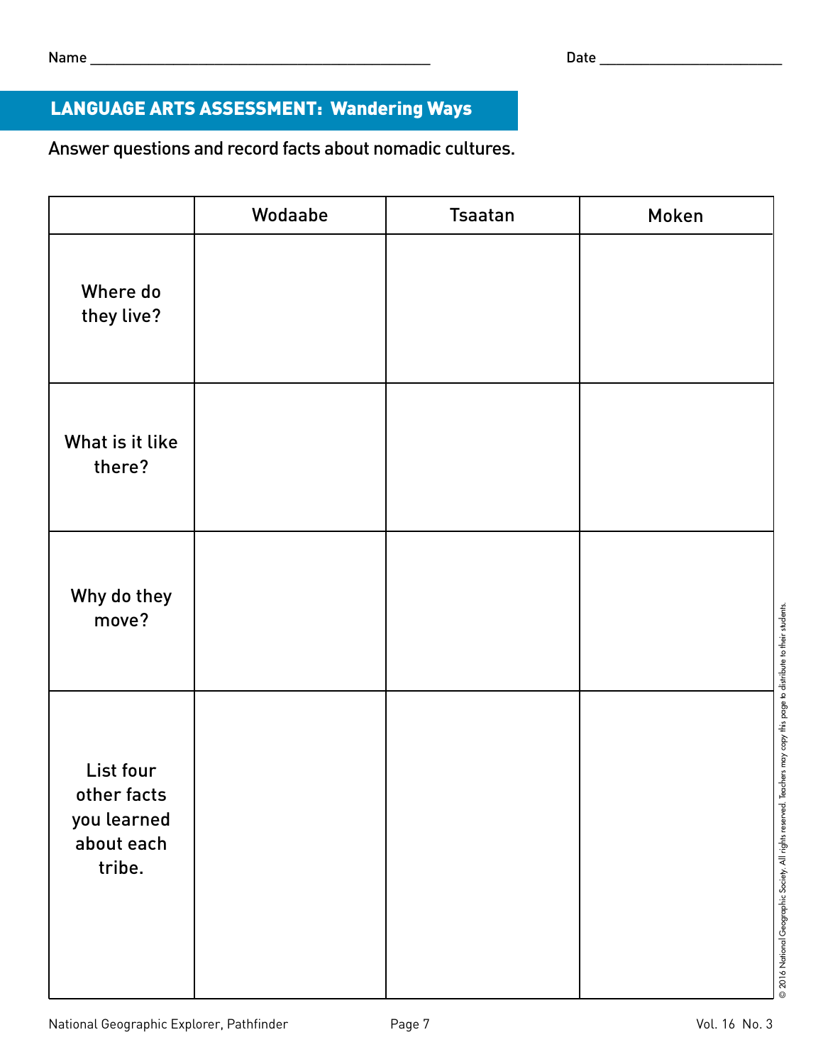Name ______________________________ Date ________________

## LANGUAGE ARTS ASSESSMENT: Wandering Ways

Answer questions and record facts about nomadic cultures.

| | Wodaabe | Tsaatan | Moken |
|---|---|---|---|
| Where do they live? | | | |
| What is it like there? | | | |
| Why do they move? | | | |
| List four other facts you learned about each tribe. | | | |

© 2016 National Geographic Society. All rights reserved. Teachers may copy this page to distribute to their students.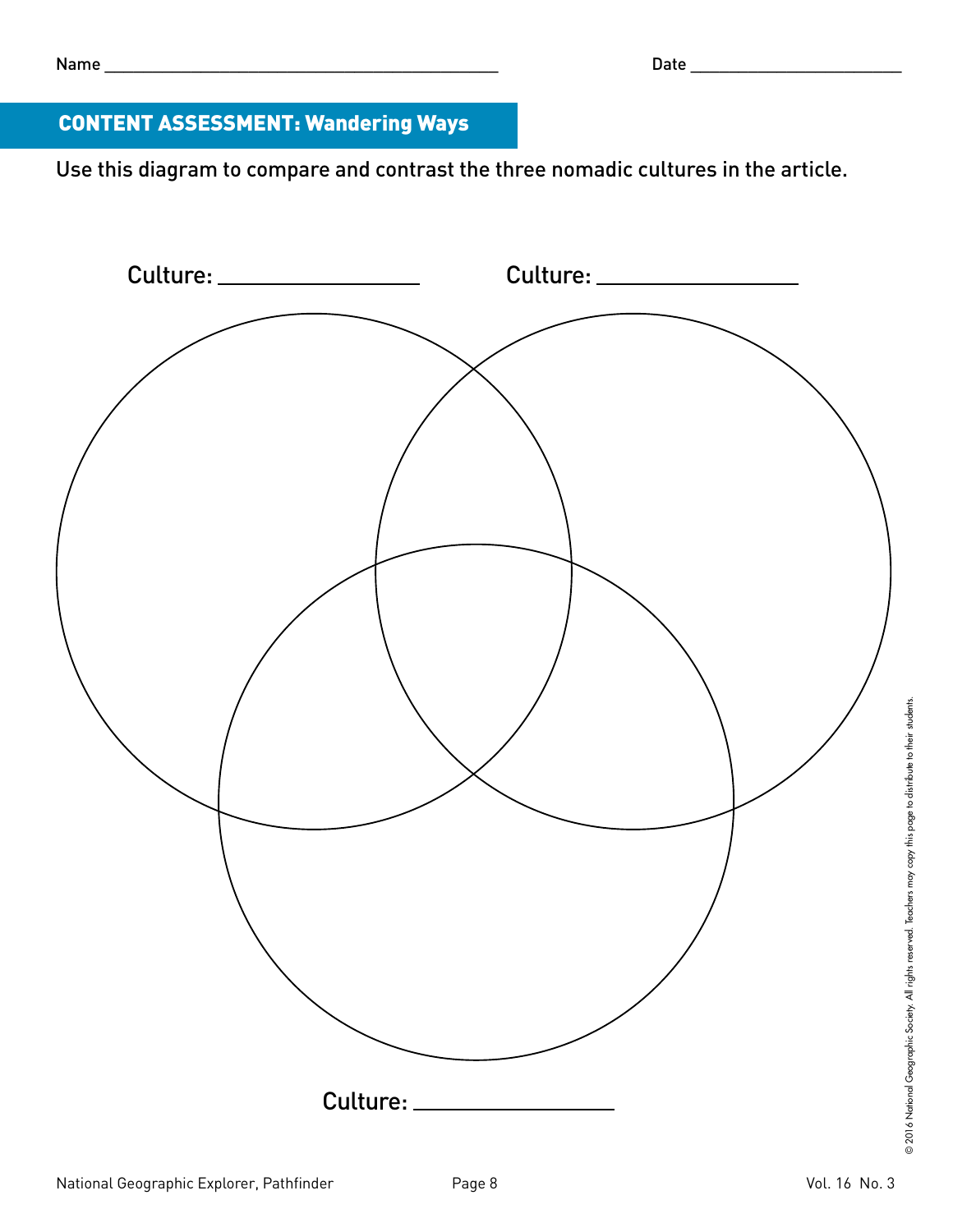Name ______________________________ Date ________________

## CONTENT ASSESSMENT: Wandering Ways

Use this diagram to compare and contrast the three nomadic cultures in the article.

Culture: ________________

Culture: ________________

Culture: ________________

© 2016 National Geographic Society. All rights reserved. Teachers may copy this page to distribute to their students.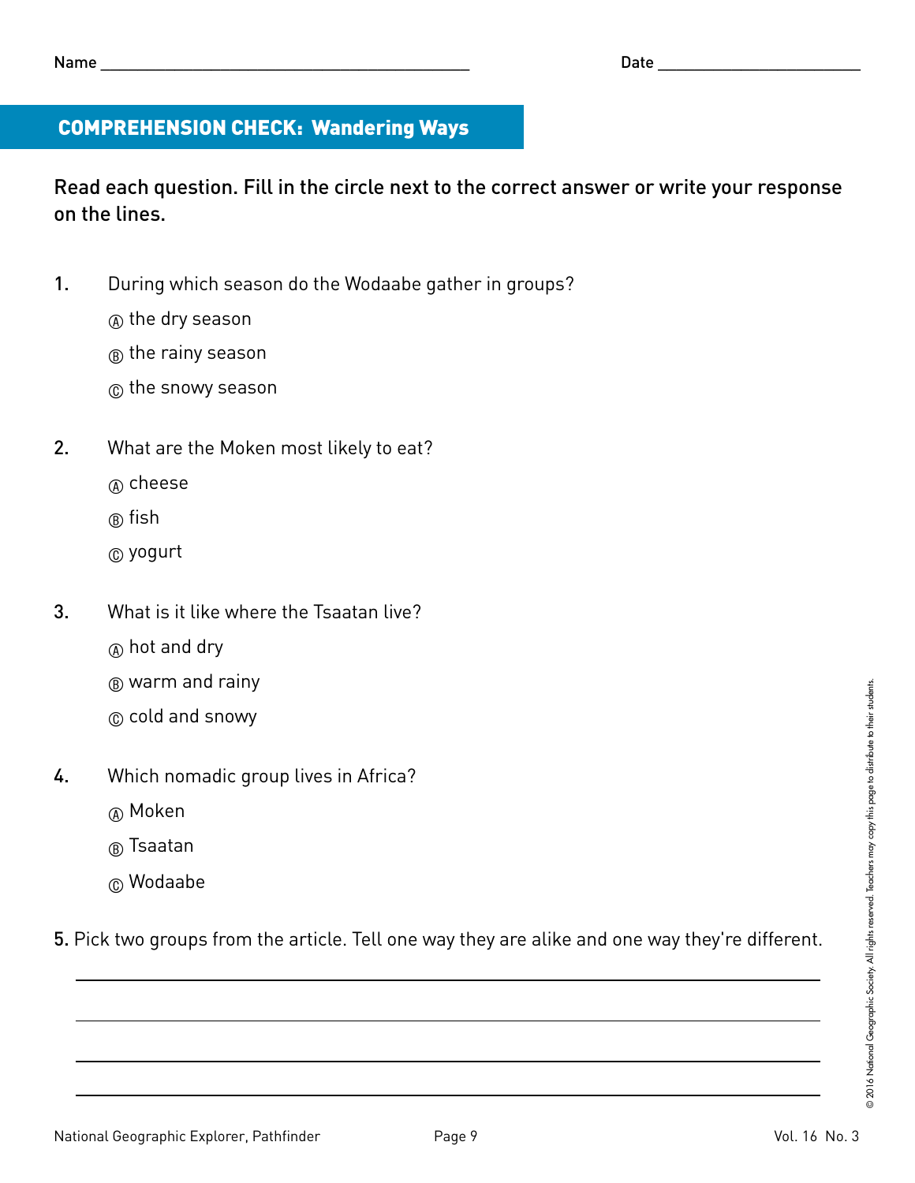Name ___________________________________________ Date _______________________

## COMPREHENSION CHECK: Wandering Ways

**Read each question. Fill in the circle next to the correct answer or write your response on the lines.**

1. During which season do the Wodaabe gather in groups?

   Ⓐ the dry season

   Ⓑ the rainy season

   Ⓒ the snowy season

2. What are the Moken most likely to eat?

   Ⓐ cheese

   Ⓑ fish

   Ⓒ yogurt

3. What is it like where the Tsaatan live?

   Ⓐ hot and dry

   Ⓑ warm and rainy

   Ⓒ cold and snowy

4. Which nomadic group lives in Africa?

   Ⓐ Moken

   Ⓑ Tsaatan

   Ⓒ Wodaabe

5. Pick two groups from the article. Tell one way they are alike and one way they're different.

_______________________________________________________________________________

_______________________________________________________________________________

_______________________________________________________________________________

_______________________________________________________________________________

© 2016 National Geographic Society. All rights reserved. Teachers may copy this page to distribute to their students.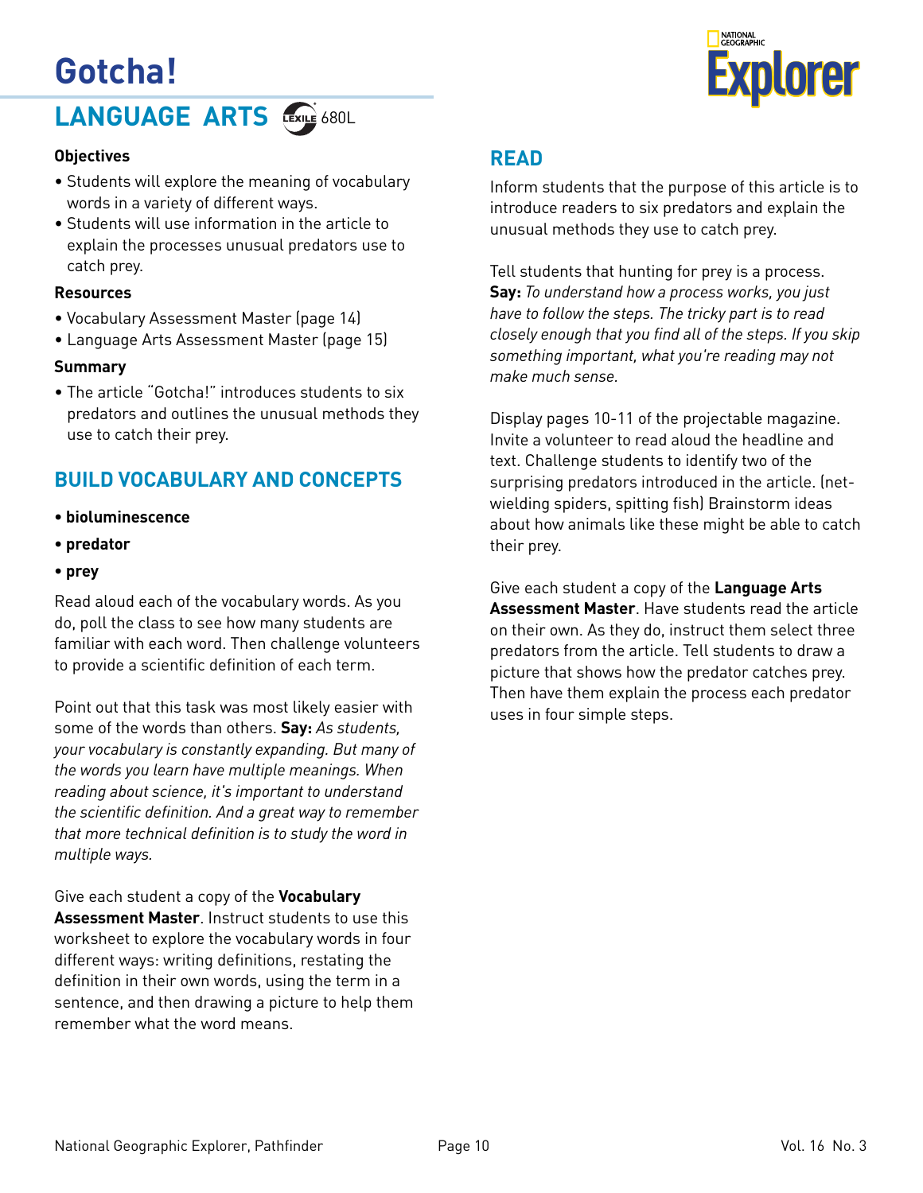# Gotcha!

## LANGUAGE ARTS

680L

### Objectives

- Students will explore the meaning of vocabulary words in a variety of different ways.
- Students will use information in the article to explain the processes unusual predators use to catch prey.

### Resources

- Vocabulary Assessment Master (page 14)
- Language Arts Assessment Master (page 15)

### Summary

- The article "Gotcha!" introduces students to six predators and outlines the unusual methods they use to catch their prey.

## BUILD VOCABULARY AND CONCEPTS

- **bioluminescence**
- **predator**
- **prey**

Read aloud each of the vocabulary words. As you do, poll the class to see how many students are familiar with each word. Then challenge volunteers to provide a scientific definition of each term.

Point out that this task was most likely easier with some of the words than others. **Say:** *As students, your vocabulary is constantly expanding. But many of the words you learn have multiple meanings. When reading about science, it's important to understand the scientific definition. And a great way to remember that more technical definition is to study the word in multiple ways.*

Give each student a copy of the **Vocabulary Assessment Master**. Instruct students to use this worksheet to explore the vocabulary words in four different ways: writing definitions, restating the definition in their own words, using the term in a sentence, and then drawing a picture to help them remember what the word means.

## READ

Inform students that the purpose of this article is to introduce readers to six predators and explain the unusual methods they use to catch prey.

Tell students that hunting for prey is a process. **Say:** *To understand how a process works, you just have to follow the steps. The tricky part is to read closely enough that you find all of the steps. If you skip something important, what you're reading may not make much sense.*

Display pages 10-11 of the projectable magazine. Invite a volunteer to read aloud the headline and text. Challenge students to identify two of the surprising predators introduced in the article. (net-wielding spiders, spitting fish) Brainstorm ideas about how animals like these might be able to catch their prey.

Give each student a copy of the **Language Arts Assessment Master**. Have students read the article on their own. As they do, instruct them select three predators from the article. Tell students to draw a picture that shows how the predator catches prey. Then have them explain the process each predator uses in four simple steps.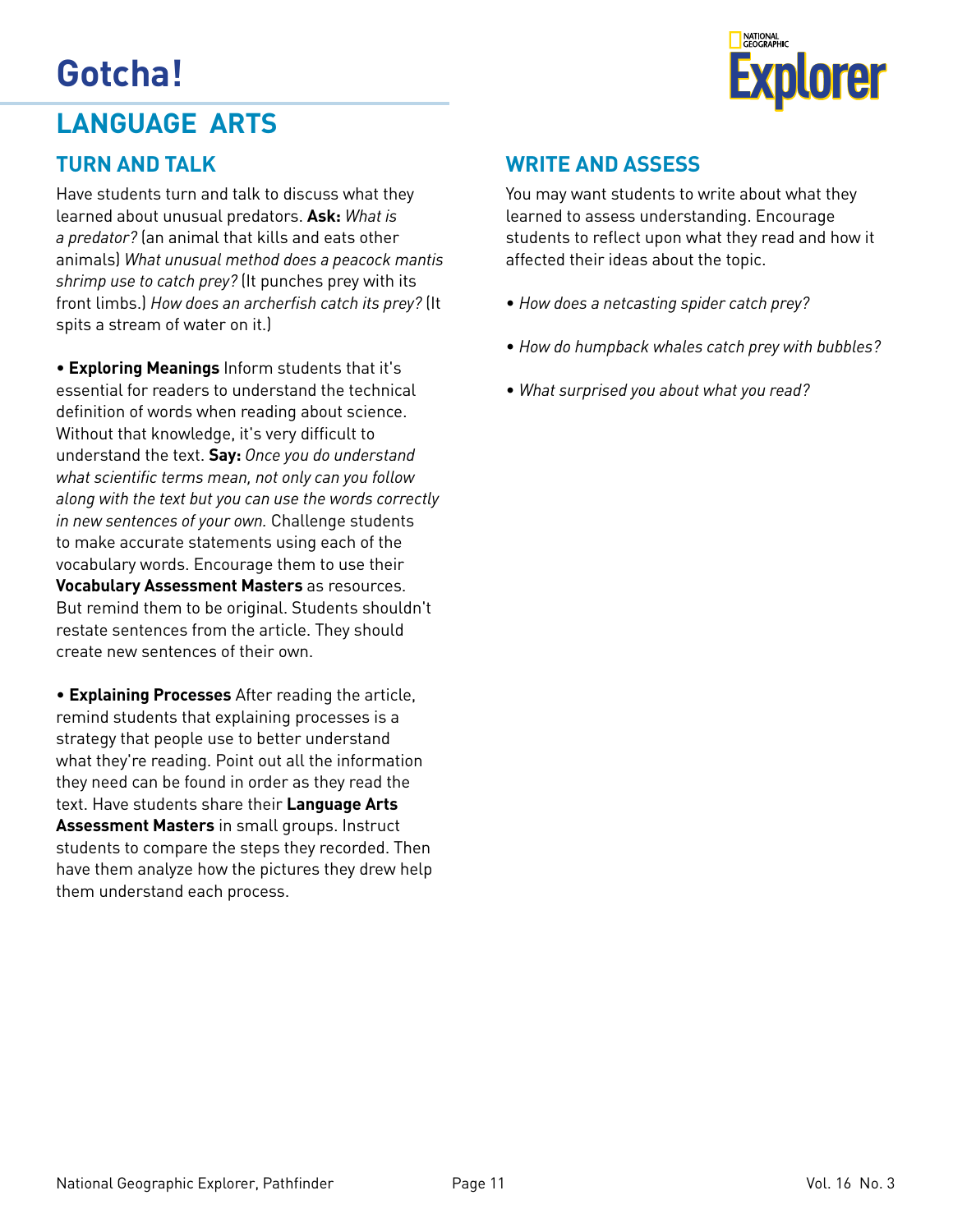# Gotcha!

## LANGUAGE ARTS

### TURN AND TALK

Have students turn and talk to discuss what they learned about unusual predators. **Ask:** *What is a predator?* (an animal that kills and eats other animals) *What unusual method does a peacock mantis shrimp use to catch prey?* (It punches prey with its front limbs.) *How does an archerfish catch its prey?* (It spits a stream of water on it.)

• **Exploring Meanings** Inform students that it's essential for readers to understand the technical definition of words when reading about science. Without that knowledge, it's very difficult to understand the text. **Say:** *Once you do understand what scientific terms mean, not only can you follow along with the text but you can use the words correctly in new sentences of your own.* Challenge students to make accurate statements using each of the vocabulary words. Encourage them to use their **Vocabulary Assessment Masters** as resources. But remind them to be original. Students shouldn't restate sentences from the article. They should create new sentences of their own.

• **Explaining Processes** After reading the article, remind students that explaining processes is a strategy that people use to better understand what they're reading. Point out all the information they need can be found in order as they read the text. Have students share their **Language Arts Assessment Masters** in small groups. Instruct students to compare the steps they recorded. Then have them analyze how the pictures they drew help them understand each process.

### WRITE AND ASSESS

You may want students to write about what they learned to assess understanding. Encourage students to reflect upon what they read and how it affected their ideas about the topic.

- *How does a netcasting spider catch prey?*
- *How do humpback whales catch prey with bubbles?*
- *What surprised you about what you read?*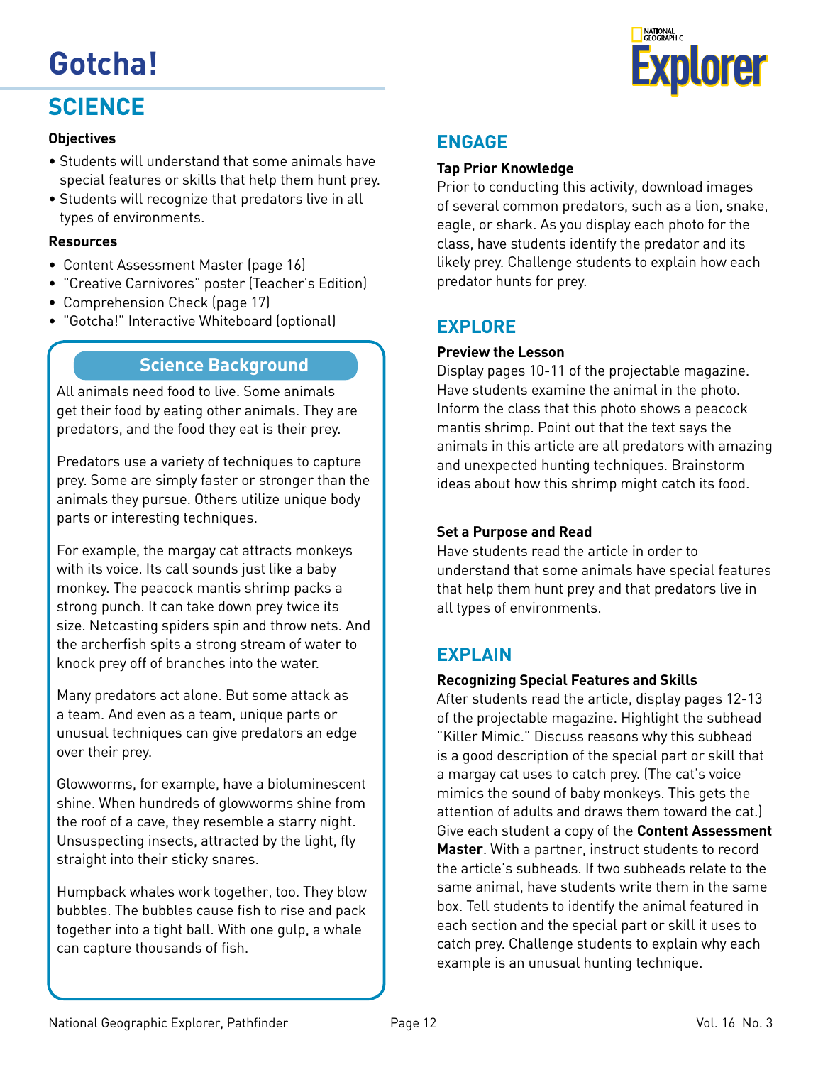# Gotcha!

## SCIENCE

**Objectives**

- Students will understand that some animals have special features or skills that help them hunt prey.
- Students will recognize that predators live in all types of environments.

**Resources**

- Content Assessment Master (page 16)
- "Creative Carnivores" poster (Teacher's Edition)
- Comprehension Check (page 17)
- "Gotcha!" Interactive Whiteboard (optional)

### Science Background

All animals need food to live. Some animals get their food by eating other animals. They are predators, and the food they eat is their prey.

Predators use a variety of techniques to capture prey. Some are simply faster or stronger than the animals they pursue. Others utilize unique body parts or interesting techniques.

For example, the margay cat attracts monkeys with its voice. Its call sounds just like a baby monkey. The peacock mantis shrimp packs a strong punch. It can take down prey twice its size. Netcasting spiders spin and throw nets. And the archerfish spits a strong stream of water to knock prey off of branches into the water.

Many predators act alone. But some attack as a team. And even as a team, unique parts or unusual techniques can give predators an edge over their prey.

Glowworms, for example, have a bioluminescent shine. When hundreds of glowworms shine from the roof of a cave, they resemble a starry night. Unsuspecting insects, attracted by the light, fly straight into their sticky snares.

Humpback whales work together, too. They blow bubbles. The bubbles cause fish to rise and pack together into a tight ball. With one gulp, a whale can capture thousands of fish.

## ENGAGE

**Tap Prior Knowledge**

Prior to conducting this activity, download images of several common predators, such as a lion, snake, eagle, or shark. As you display each photo for the class, have students identify the predator and its likely prey. Challenge students to explain how each predator hunts for prey.

## EXPLORE

**Preview the Lesson**

Display pages 10-11 of the projectable magazine. Have students examine the animal in the photo. Inform the class that this photo shows a peacock mantis shrimp. Point out that the text says the animals in this article are all predators with amazing and unexpected hunting techniques. Brainstorm ideas about how this shrimp might catch its food.

**Set a Purpose and Read**

Have students read the article in order to understand that some animals have special features that help them hunt prey and that predators live in all types of environments.

## EXPLAIN

**Recognizing Special Features and Skills**

After students read the article, display pages 12-13 of the projectable magazine. Highlight the subhead "Killer Mimic." Discuss reasons why this subhead is a good description of the special part or skill that a margay cat uses to catch prey. (The cat's voice mimics the sound of baby monkeys. This gets the attention of adults and draws them toward the cat.) Give each student a copy of the **Content Assessment Master**. With a partner, instruct students to record the article's subheads. If two subheads relate to the same animal, have students write them in the same box. Tell students to identify the animal featured in each section and the special part or skill it uses to catch prey. Challenge students to explain why each example is an unusual hunting technique.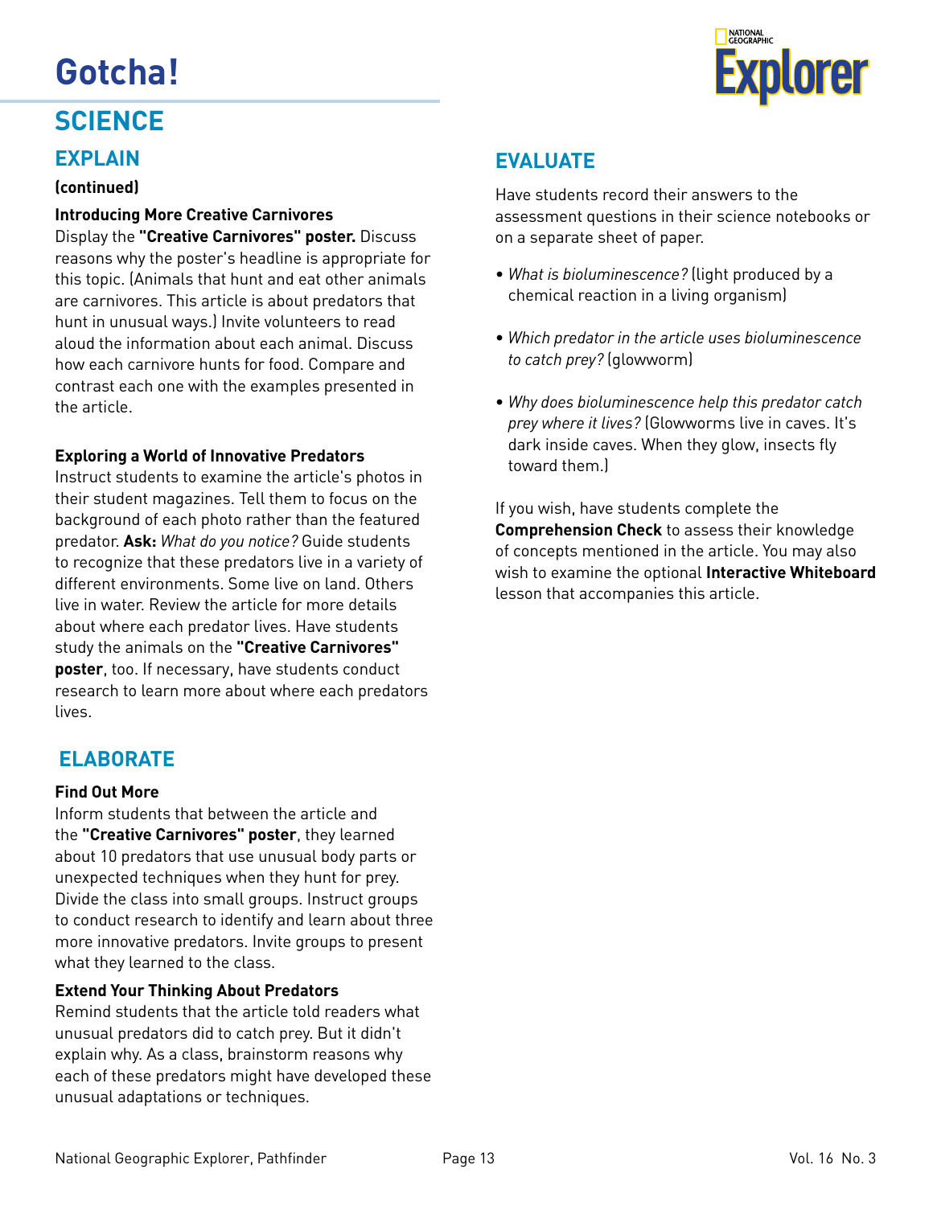# Gotcha!

## SCIENCE

### EXPLAIN

**(continued)**

**Introducing More Creative Carnivores**
Display the **"Creative Carnivores" poster.** Discuss reasons why the poster's headline is appropriate for this topic. (Animals that hunt and eat other animals are carnivores. This article is about predators that hunt in unusual ways.) Invite volunteers to read aloud the information about each animal. Discuss how each carnivore hunts for food. Compare and contrast each one with the examples presented in the article.

**Exploring a World of Innovative Predators**
Instruct students to examine the article's photos in their student magazines. Tell them to focus on the background of each photo rather than the featured predator. **Ask:** *What do you notice?* Guide students to recognize that these predators live in a variety of different environments. Some live on land. Others live in water. Review the article for more details about where each predator lives. Have students study the animals on the **"Creative Carnivores" poster**, too. If necessary, have students conduct research to learn more about where each predators lives.

### ELABORATE

**Find Out More**
Inform students that between the article and the **"Creative Carnivores" poster**, they learned about 10 predators that use unusual body parts or unexpected techniques when they hunt for prey. Divide the class into small groups. Instruct groups to conduct research to identify and learn about three more innovative predators. Invite groups to present what they learned to the class.

**Extend Your Thinking About Predators**
Remind students that the article told readers what unusual predators did to catch prey. But it didn't explain why. As a class, brainstorm reasons why each of these predators might have developed these unusual adaptations or techniques.

### EVALUATE

Have students record their answers to the assessment questions in their science notebooks or on a separate sheet of paper.

- *What is bioluminescence?* (light produced by a chemical reaction in a living organism)
- *Which predator in the article uses bioluminescence to catch prey?* (glowworm)
- *Why does bioluminescence help this predator catch prey where it lives?* (Glowworms live in caves. It's dark inside caves. When they glow, insects fly toward them.)

If you wish, have students complete the **Comprehension Check** to assess their knowledge of concepts mentioned in the article. You may also wish to examine the optional **Interactive Whiteboard** lesson that accompanies this article.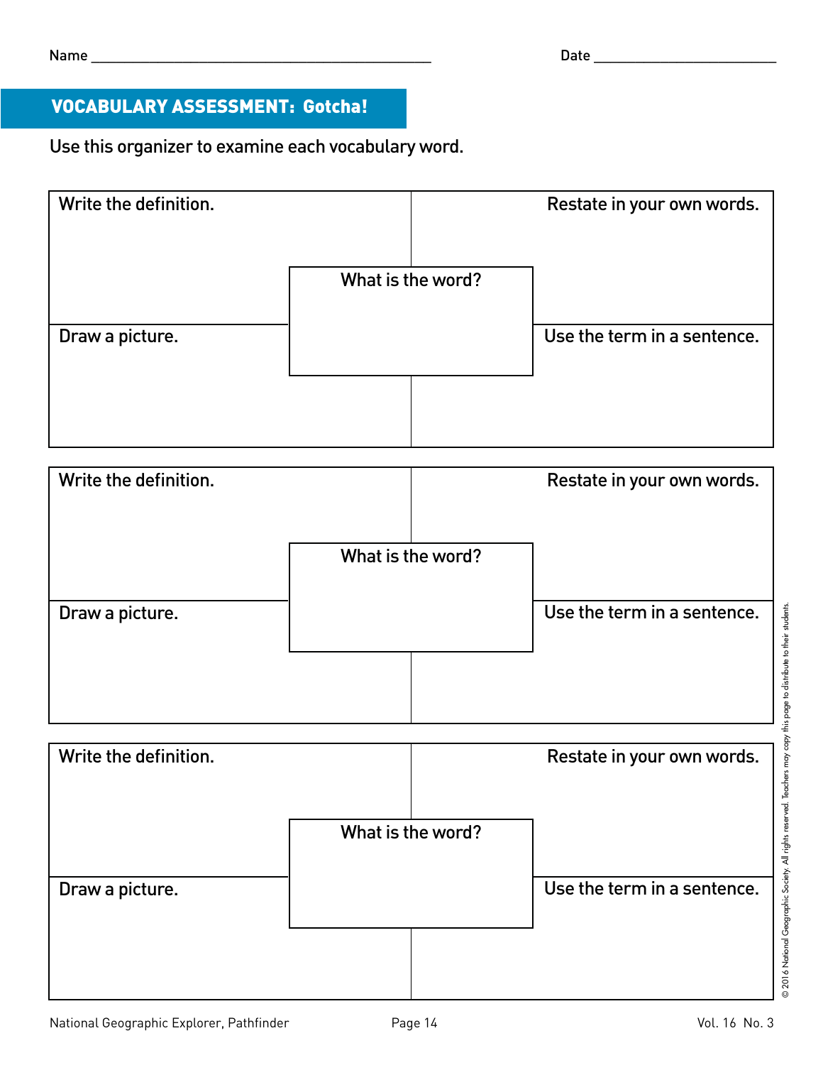Name ______________________________ Date ____________________

## VOCABULARY ASSESSMENT: Gotcha!

Use this organizer to examine each vocabulary word.

| Write the definition. | What is the word? | Restate in your own words. |
|---|---|---|
| Draw a picture. | | Use the term in a sentence. |

| Write the definition. | What is the word? | Restate in your own words. |
|---|---|---|
| Draw a picture. | | Use the term in a sentence. |

| Write the definition. | What is the word? | Restate in your own words. |
|---|---|---|
| Draw a picture. | | Use the term in a sentence. |

© 2016 National Geographic Society. All rights reserved. Teachers may copy this page to distribute to their students.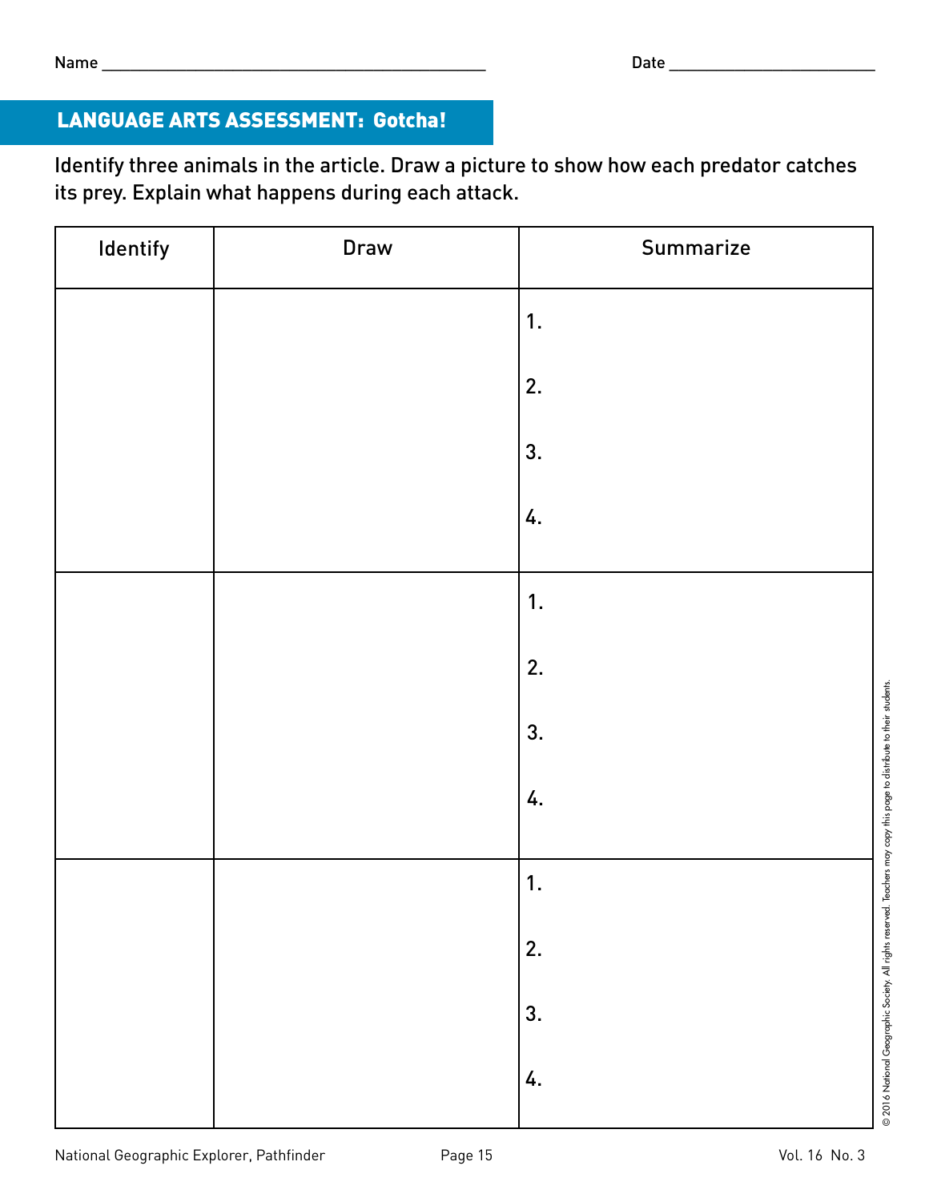Name ____________________________________________ Date ________________________

## LANGUAGE ARTS ASSESSMENT: Gotcha!

Identify three animals in the article. Draw a picture to show how each predator catches its prey. Explain what happens during each attack.

| Identify | Draw | Summarize |
|---|---|---|
| | | 1.<br><br>2.<br><br>3.<br><br>4. |
| | | 1.<br><br>2.<br><br>3.<br><br>4. |
| | | 1.<br><br>2.<br><br>3.<br><br>4. |

© 2016 National Geographic Society. All rights reserved. Teachers may copy this page to distribute to their students.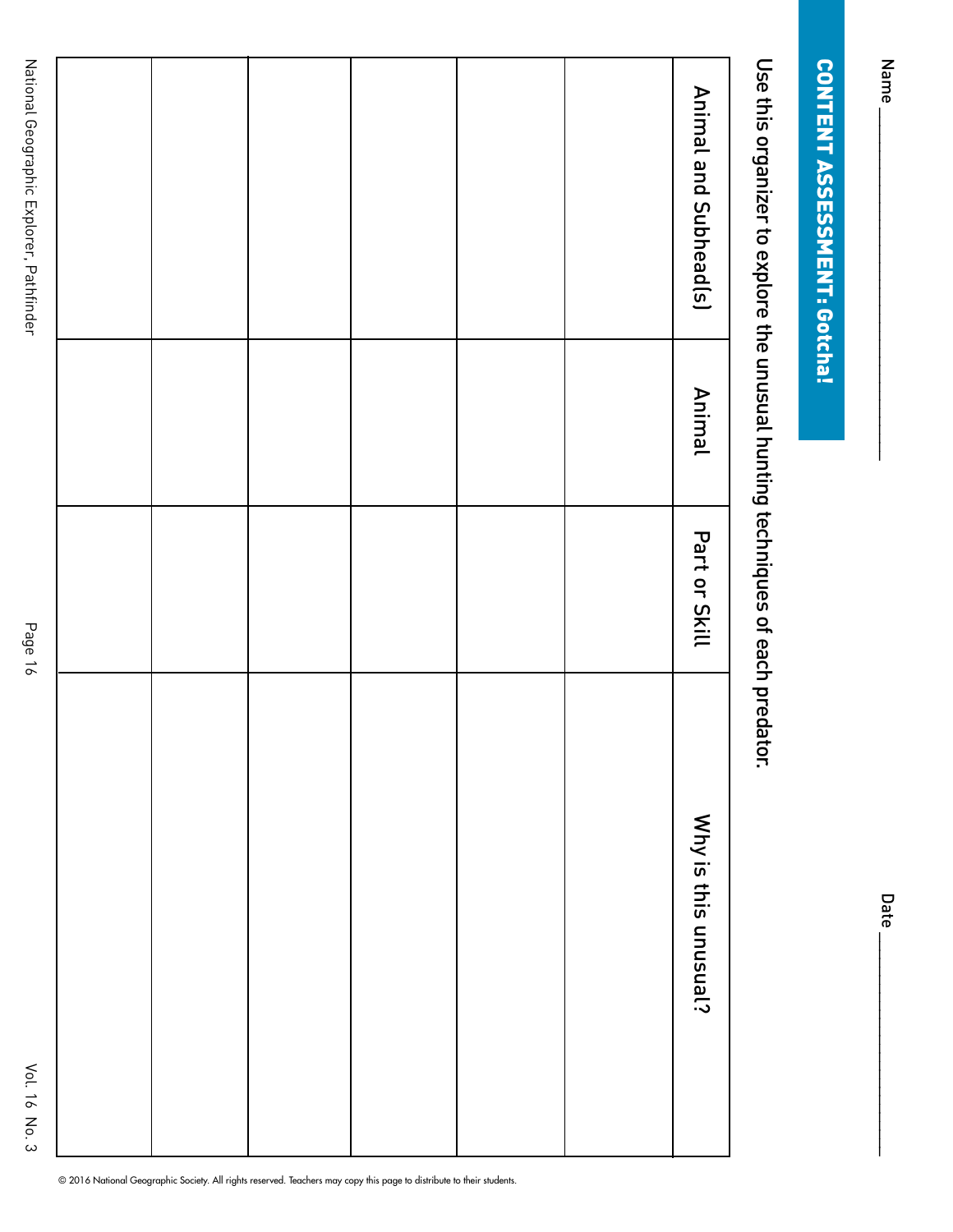Name ______________________________ Date ______________________________

## CONTENT ASSESSMENT: Gotcha!

Use this organizer to explore the unusual hunting techniques of each predator.

| Animal and Subhead(s) | Animal | Part or Skill | Why is this unusual? |
|---|---|---|---|
| | | | |
| | | | |
| | | | |
| | | | |
| | | | |
| | | | |

© 2016 National Geographic Society. All rights reserved. Teachers may copy this page to distribute to their students.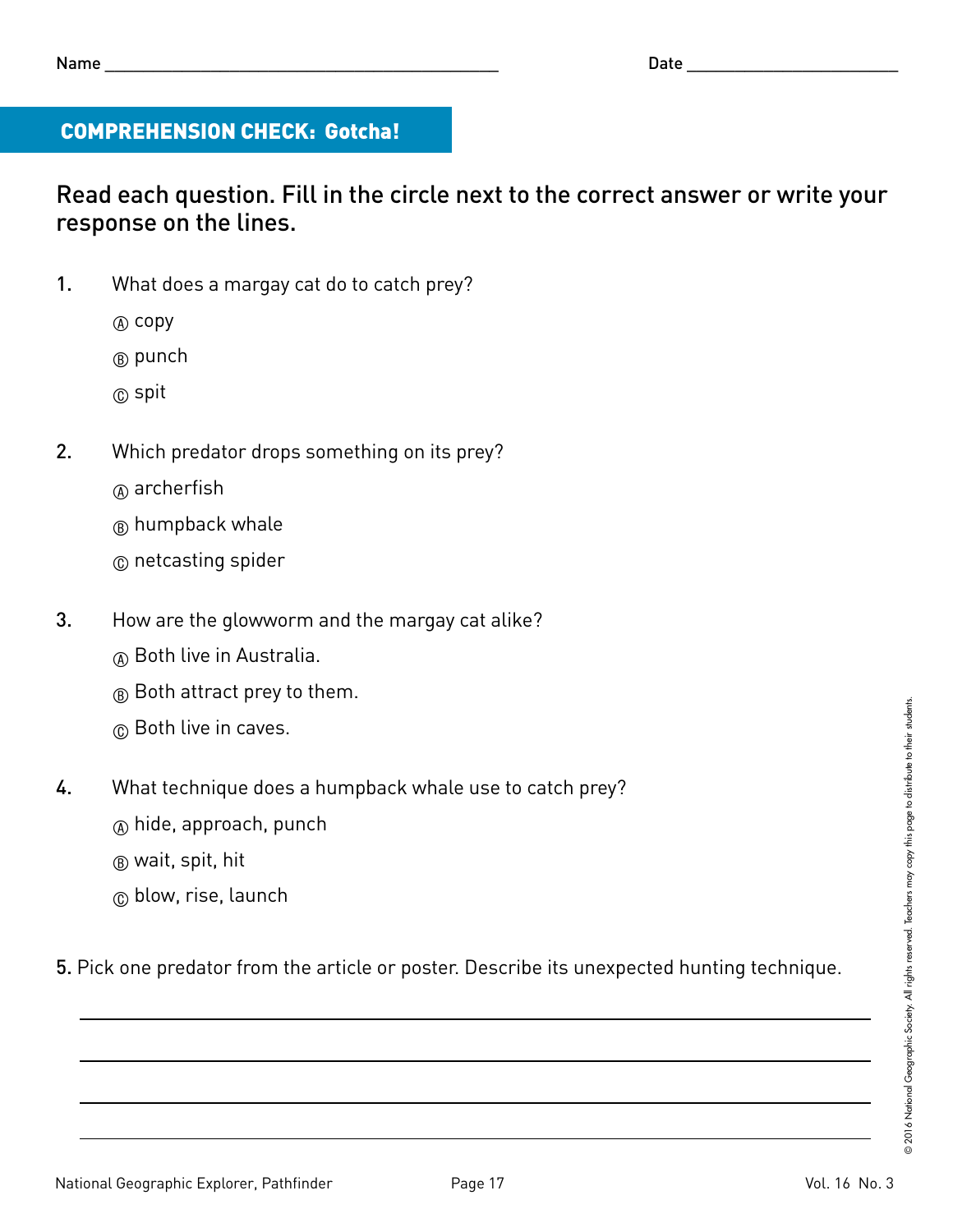Name ____________________________________________ Date ________________________

## COMPREHENSION CHECK: Gotcha!

### Read each question. Fill in the circle next to the correct answer or write your response on the lines.

1. What does a margay cat do to catch prey?

   Ⓐ copy

   Ⓑ punch

   Ⓒ spit

2. Which predator drops something on its prey?

   Ⓐ archerfish

   Ⓑ humpback whale

   Ⓒ netcasting spider

3. How are the glowworm and the margay cat alike?

   Ⓐ Both live in Australia.

   Ⓑ Both attract prey to them.

   Ⓒ Both live in caves.

4. What technique does a humpback whale use to catch prey?

   Ⓐ hide, approach, punch

   Ⓑ wait, spit, hit

   Ⓒ blow, rise, launch

5. Pick one predator from the article or poster. Describe its unexpected hunting technique.

____________________________________________________________________________

____________________________________________________________________________

____________________________________________________________________________

____________________________________________________________________________

© 2016 National Geographic Society. All rights reserved. Teachers may copy this page to distribute to their students.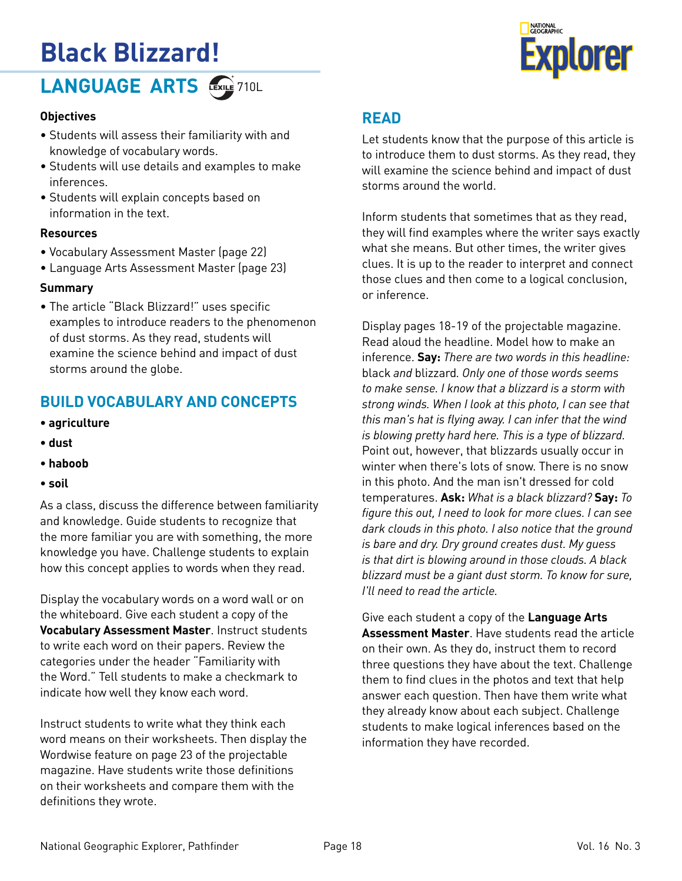# Black Blizzard!

## LANGUAGE ARTS 710L

**Objectives**

- Students will assess their familiarity with and knowledge of vocabulary words.
- Students will use details and examples to make inferences.
- Students will explain concepts based on information in the text.

**Resources**

- Vocabulary Assessment Master (page 22)
- Language Arts Assessment Master (page 23)

**Summary**

- The article "Black Blizzard!" uses specific examples to introduce readers to the phenomenon of dust storms. As they read, students will examine the science behind and impact of dust storms around the globe.

## BUILD VOCABULARY AND CONCEPTS

- **agriculture**
- **dust**
- **haboob**
- **soil**

As a class, discuss the difference between familiarity and knowledge. Guide students to recognize that the more familiar you are with something, the more knowledge you have. Challenge students to explain how this concept applies to words when they read.

Display the vocabulary words on a word wall or on the whiteboard. Give each student a copy of the **Vocabulary Assessment Master**. Instruct students to write each word on their papers. Review the categories under the header "Familiarity with the Word." Tell students to make a checkmark to indicate how well they know each word.

Instruct students to write what they think each word means on their worksheets. Then display the Wordwise feature on page 23 of the projectable magazine. Have students write those definitions on their worksheets and compare them with the definitions they wrote.

## READ

Let students know that the purpose of this article is to introduce them to dust storms. As they read, they will examine the science behind and impact of dust storms around the world.

Inform students that sometimes that as they read, they will find examples where the writer says exactly what she means. But other times, the writer gives clues. It is up to the reader to interpret and connect those clues and then come to a logical conclusion, or inference.

Display pages 18-19 of the projectable magazine. Read aloud the headline. Model how to make an inference. **Say:** *There are two words in this headline:* black *and* blizzard*. Only one of those words seems to make sense. I know that a blizzard is a storm with strong winds. When I look at this photo, I can see that this man's hat is flying away. I can infer that the wind is blowing pretty hard here. This is a type of blizzard.* Point out, however, that blizzards usually occur in winter when there's lots of snow. There is no snow in this photo. And the man isn't dressed for cold temperatures. **Ask:** *What is a black blizzard?* **Say:** *To figure this out, I need to look for more clues. I can see dark clouds in this photo. I also notice that the ground is bare and dry. Dry ground creates dust. My guess is that dirt is blowing around in those clouds. A black blizzard must be a giant dust storm. To know for sure, I'll need to read the article.*

Give each student a copy of the **Language Arts Assessment Master**. Have students read the article on their own. As they do, instruct them to record three questions they have about the text. Challenge them to find clues in the photos and text that help answer each question. Then have them write what they already know about each subject. Challenge students to make logical inferences based on the information they have recorded.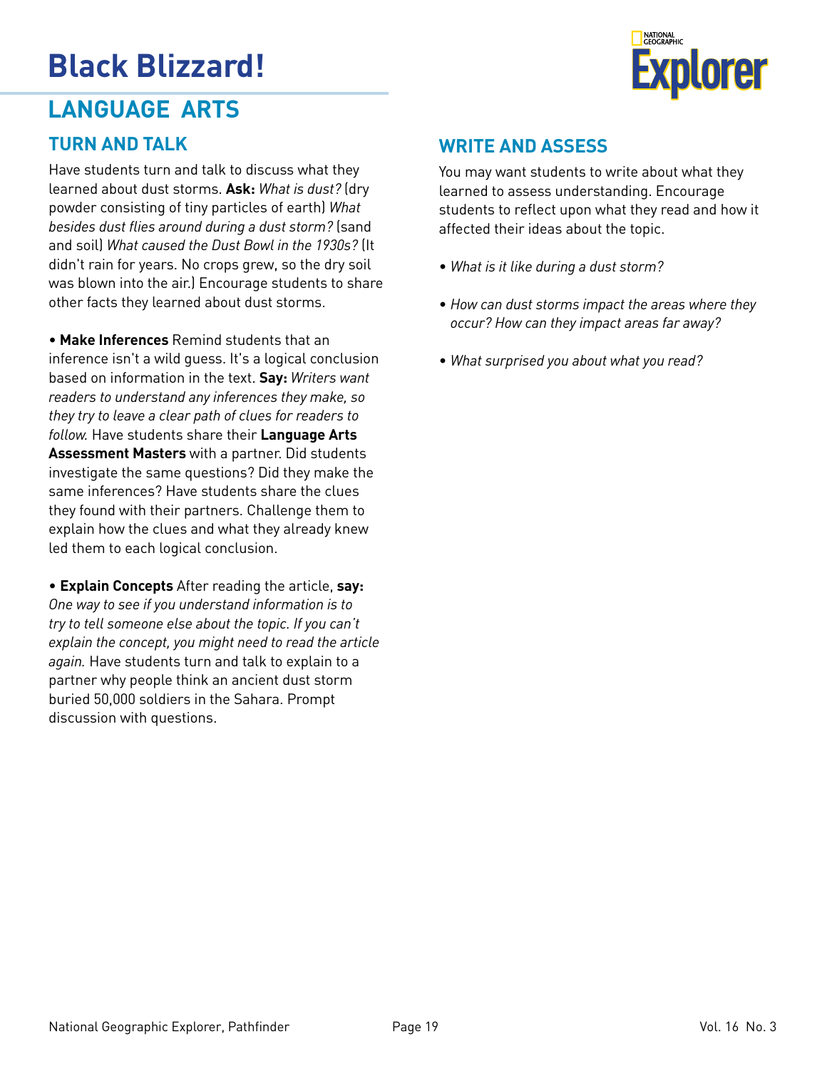# Black Blizzard!

## LANGUAGE ARTS

### TURN AND TALK

Have students turn and talk to discuss what they learned about dust storms. **Ask:** *What is dust?* (dry powder consisting of tiny particles of earth) *What besides dust flies around during a dust storm?* (sand and soil) *What caused the Dust Bowl in the 1930s?* (It didn't rain for years. No crops grew, so the dry soil was blown into the air.) Encourage students to share other facts they learned about dust storms.

• **Make Inferences** Remind students that an inference isn't a wild guess. It's a logical conclusion based on information in the text. **Say:** *Writers want readers to understand any inferences they make, so they try to leave a clear path of clues for readers to follow.* Have students share their **Language Arts Assessment Masters** with a partner. Did students investigate the same questions? Did they make the same inferences? Have students share the clues they found with their partners. Challenge them to explain how the clues and what they already knew led them to each logical conclusion.

• **Explain Concepts** After reading the article, **say:** *One way to see if you understand information is to try to tell someone else about the topic. If you can't explain the concept, you might need to read the article again.* Have students turn and talk to explain to a partner why people think an ancient dust storm buried 50,000 soldiers in the Sahara. Prompt discussion with questions.

### WRITE AND ASSESS

You may want students to write about what they learned to assess understanding. Encourage students to reflect upon what they read and how it affected their ideas about the topic.

- *What is it like during a dust storm?*
- *How can dust storms impact the areas where they occur? How can they impact areas far away?*
- *What surprised you about what you read?*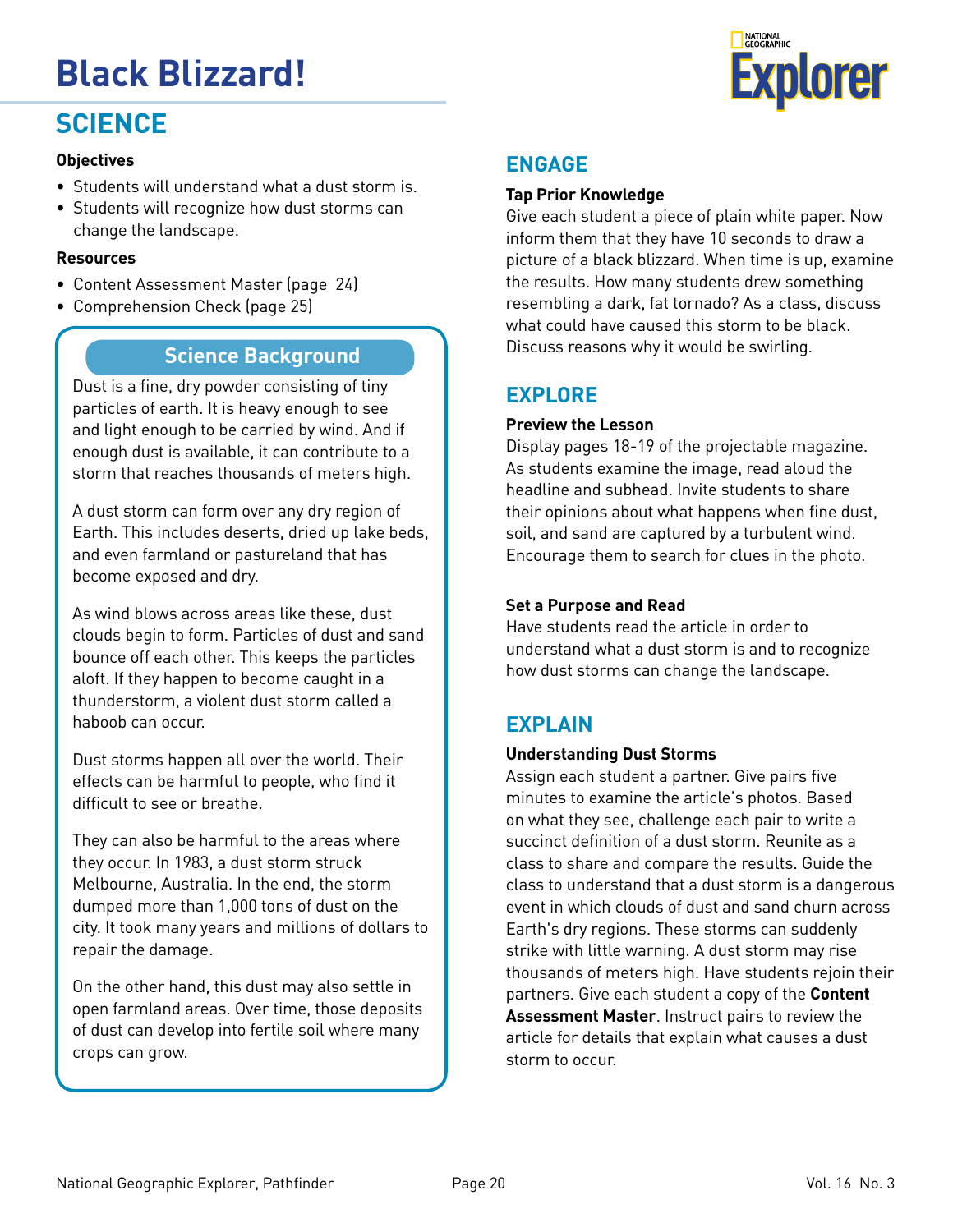# Black Blizzard!

## SCIENCE

**Objectives**

- Students will understand what a dust storm is.
- Students will recognize how dust storms can change the landscape.

**Resources**

- Content Assessment Master (page 24)
- Comprehension Check (page 25)

### Science Background

Dust is a fine, dry powder consisting of tiny particles of earth. It is heavy enough to see and light enough to be carried by wind. And if enough dust is available, it can contribute to a storm that reaches thousands of meters high.

A dust storm can form over any dry region of Earth. This includes deserts, dried up lake beds, and even farmland or pastureland that has become exposed and dry.

As wind blows across areas like these, dust clouds begin to form. Particles of dust and sand bounce off each other. This keeps the particles aloft. If they happen to become caught in a thunderstorm, a violent dust storm called a haboob can occur.

Dust storms happen all over the world. Their effects can be harmful to people, who find it difficult to see or breathe.

They can also be harmful to the areas where they occur. In 1983, a dust storm struck Melbourne, Australia. In the end, the storm dumped more than 1,000 tons of dust on the city. It took many years and millions of dollars to repair the damage.

On the other hand, this dust may also settle in open farmland areas. Over time, those deposits of dust can develop into fertile soil where many crops can grow.

## ENGAGE

**Tap Prior Knowledge**

Give each student a piece of plain white paper. Now inform them that they have 10 seconds to draw a picture of a black blizzard. When time is up, examine the results. How many students drew something resembling a dark, fat tornado? As a class, discuss what could have caused this storm to be black. Discuss reasons why it would be swirling.

## EXPLORE

**Preview the Lesson**

Display pages 18-19 of the projectable magazine. As students examine the image, read aloud the headline and subhead. Invite students to share their opinions about what happens when fine dust, soil, and sand are captured by a turbulent wind. Encourage them to search for clues in the photo.

**Set a Purpose and Read**

Have students read the article in order to understand what a dust storm is and to recognize how dust storms can change the landscape.

## EXPLAIN

**Understanding Dust Storms**

Assign each student a partner. Give pairs five minutes to examine the article's photos. Based on what they see, challenge each pair to write a succinct definition of a dust storm. Reunite as a class to share and compare the results. Guide the class to understand that a dust storm is a dangerous event in which clouds of dust and sand churn across Earth's dry regions. These storms can suddenly strike with little warning. A dust storm may rise thousands of meters high. Have students rejoin their partners. Give each student a copy of the **Content Assessment Master**. Instruct pairs to review the article for details that explain what causes a dust storm to occur.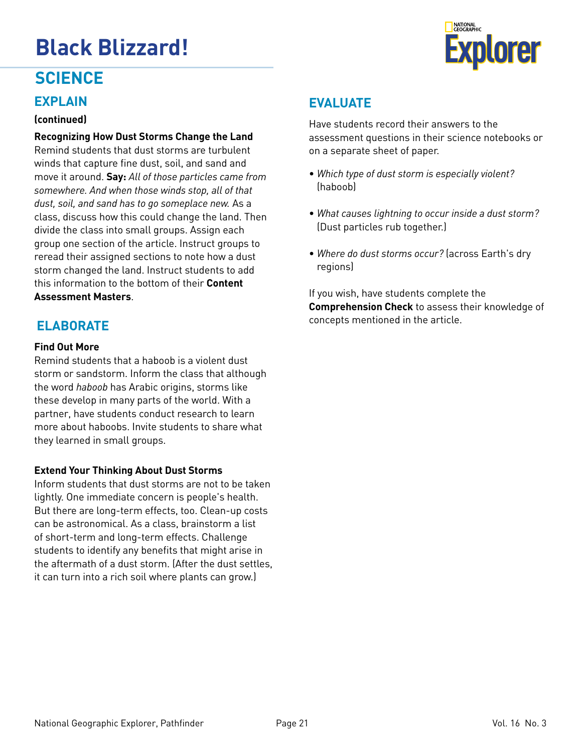# Black Blizzard!

## SCIENCE

### EXPLAIN

**(continued)**

**Recognizing How Dust Storms Change the Land**
Remind students that dust storms are turbulent winds that capture fine dust, soil, and sand and move it around. **Say:** *All of those particles came from somewhere. And when those winds stop, all of that dust, soil, and sand has to go someplace new.* As a class, discuss how this could change the land. Then divide the class into small groups. Assign each group one section of the article. Instruct groups to reread their assigned sections to note how a dust storm changed the land. Instruct students to add this information to the bottom of their **Content Assessment Masters**.

### ELABORATE

**Find Out More**
Remind students that a haboob is a violent dust storm or sandstorm. Inform the class that although the word *haboob* has Arabic origins, storms like these develop in many parts of the world. With a partner, have students conduct research to learn more about haboobs. Invite students to share what they learned in small groups.

**Extend Your Thinking About Dust Storms**
Inform students that dust storms are not to be taken lightly. One immediate concern is people's health. But there are long-term effects, too. Clean-up costs can be astronomical. As a class, brainstorm a list of short-term and long-term effects. Challenge students to identify any benefits that might arise in the aftermath of a dust storm. (After the dust settles, it can turn into a rich soil where plants can grow.)

### EVALUATE

Have students record their answers to the assessment questions in their science notebooks or on a separate sheet of paper.

- *Which type of dust storm is especially violent?* (haboob)
- *What causes lightning to occur inside a dust storm?* (Dust particles rub together.)
- *Where do dust storms occur?* (across Earth's dry regions)

If you wish, have students complete the **Comprehension Check** to assess their knowledge of concepts mentioned in the article.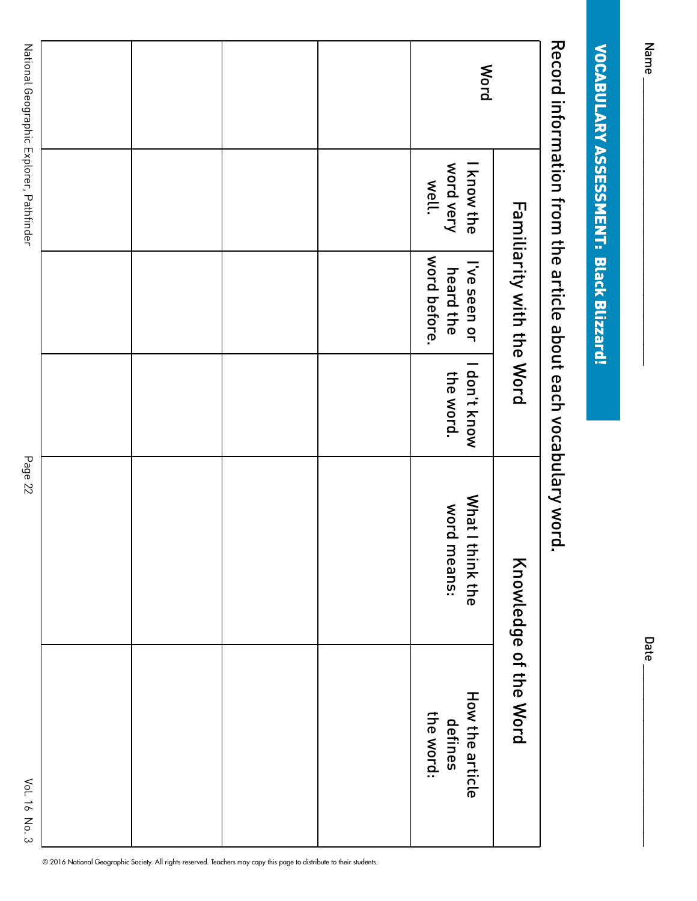Name ______________________ Date ______________

# VOCABULARY ASSESSMENT: Black Blizzard!

Record information from the article about each vocabulary word.

| Word | Familiarity with the Word | | | Knowledge of the Word | |
|---|---|---|---|---|---|
| | I know the word very well. | I've seen or heard the word before. | I don't know the word. | What I think the word means: | How the article defines the word: |
| | | | | | |
| | | | | | |
| | | | | | |
| | | | | | |

© 2016 National Geographic Society. All rights reserved. Teachers may copy this page to distribute to their students.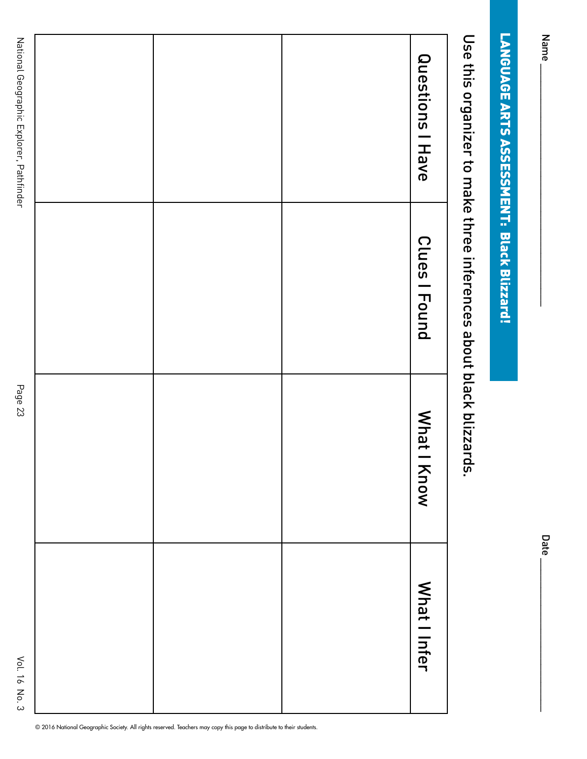Name ____________________ Date ____________________

## LANGUAGE ARTS ASSESSMENT: Black Blizzard!

Use this organizer to make three inferences about black blizzards.

| Questions I Have | Clues I Found | What I Know | What I Infer |
| --- | --- | --- | --- |
| | | | |
| | | | |
| | | | |

© 2016 National Geographic Society. All rights reserved. Teachers may copy this page to distribute to their students.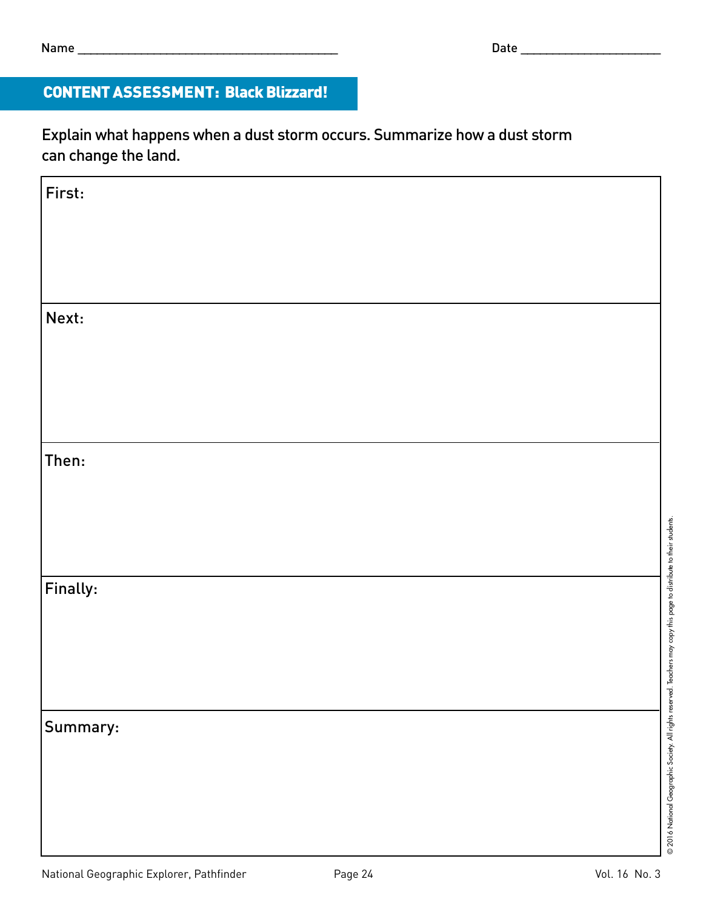Name ________________________________________ Date ______________________

## CONTENT ASSESSMENT: Black Blizzard!

Explain what happens when a dust storm occurs. Summarize how a dust storm can change the land.

| |
|---|
| First: |
| Next: |
| Then: |
| Finally: |
| Summary: |

© 2016 National Geographic Society. All rights reserved. Teachers may copy this page to distribute to their students.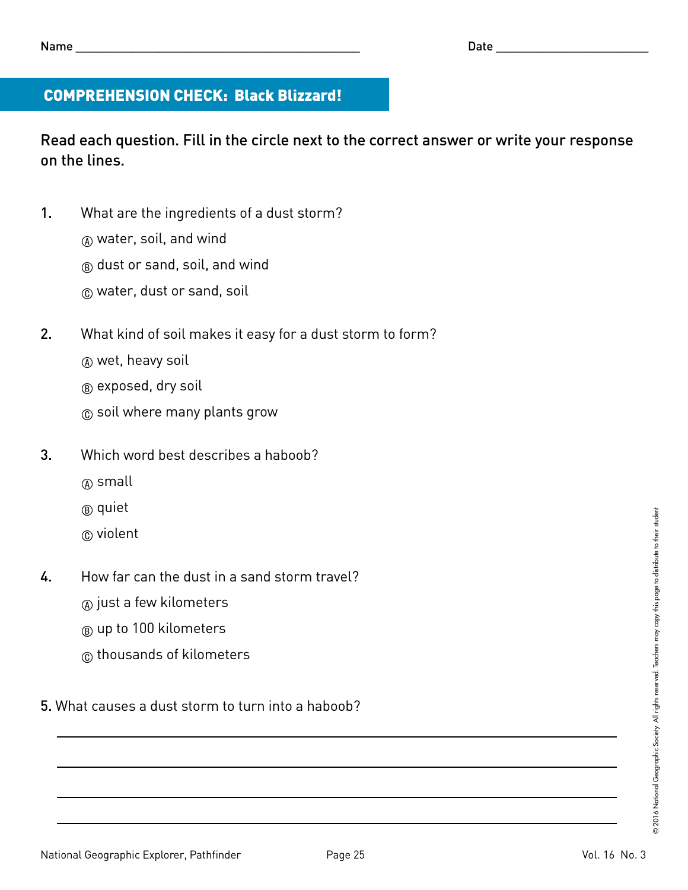Name ___________________________________________ Date _______________________

## COMPREHENSION CHECK: Black Blizzard!

**Read each question. Fill in the circle next to the correct answer or write your response on the lines.**

1. What are the ingredients of a dust storm?

   Ⓐ water, soil, and wind

   Ⓑ dust or sand, soil, and wind

   Ⓒ water, dust or sand, soil

2. What kind of soil makes it easy for a dust storm to form?

   Ⓐ wet, heavy soil

   Ⓑ exposed, dry soil

   Ⓒ soil where many plants grow

3. Which word best describes a haboob?

   Ⓐ small

   Ⓑ quiet

   Ⓒ violent

4. How far can the dust in a sand storm travel?

   Ⓐ just a few kilometers

   Ⓑ up to 100 kilometers

   Ⓒ thousands of kilometers

5. What causes a dust storm to turn into a haboob?

___________________________________________________________________________

___________________________________________________________________________

___________________________________________________________________________

___________________________________________________________________________

© 2016 National Geographic Society. All rights reserved. Teachers may copy this page to distribute to their student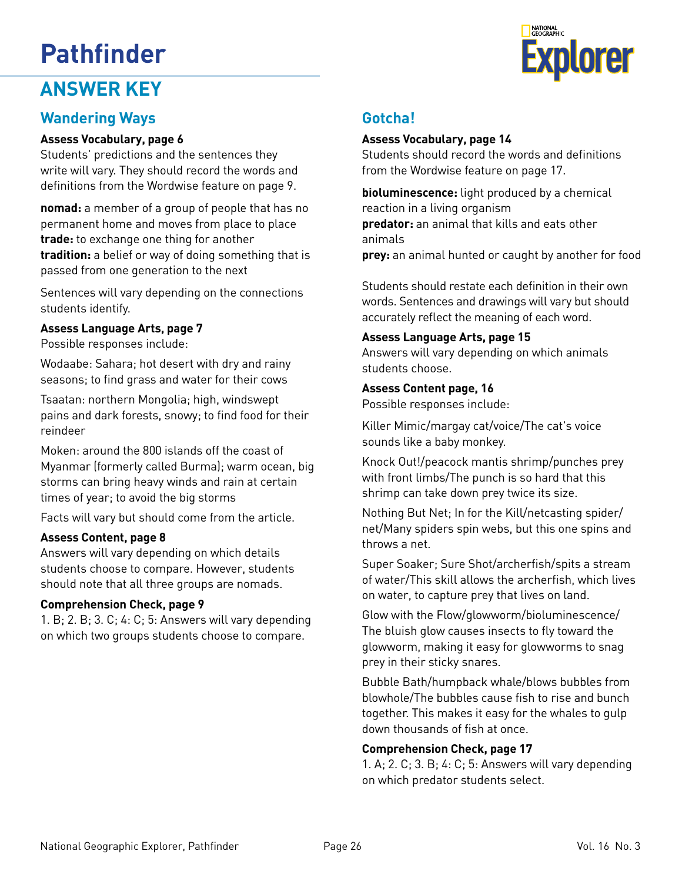# Pathfinder

## ANSWER KEY

### Wandering Ways

**Assess Vocabulary, page 6**
Students' predictions and the sentences they write will vary. They should record the words and definitions from the Wordwise feature on page 9.

**nomad:** a member of a group of people that has no permanent home and moves from place to place
**trade:** to exchange one thing for another
**tradition:** a belief or way of doing something that is passed from one generation to the next

Sentences will vary depending on the connections students identify.

**Assess Language Arts, page 7**
Possible responses include:

Wodaabe: Sahara; hot desert with dry and rainy seasons; to find grass and water for their cows

Tsaatan: northern Mongolia; high, windswept pains and dark forests, snowy; to find food for their reindeer

Moken: around the 800 islands off the coast of Myanmar (formerly called Burma); warm ocean, big storms can bring heavy winds and rain at certain times of year; to avoid the big storms

Facts will vary but should come from the article.

**Assess Content, page 8**
Answers will vary depending on which details students choose to compare. However, students should note that all three groups are nomads.

**Comprehension Check, page 9**
1. B; 2. B; 3. C; 4: C; 5: Answers will vary depending on which two groups students choose to compare.

### Gotcha!

**Assess Vocabulary, page 14**
Students should record the words and definitions from the Wordwise feature on page 17.

**bioluminescence:** light produced by a chemical reaction in a living organism
**predator:** an animal that kills and eats other animals
**prey:** an animal hunted or caught by another for food

Students should restate each definition in their own words. Sentences and drawings will vary but should accurately reflect the meaning of each word.

**Assess Language Arts, page 15**
Answers will vary depending on which animals students choose.

**Assess Content page, 16**
Possible responses include:

Killer Mimic/margay cat/voice/The cat's voice sounds like a baby monkey.

Knock Out!/peacock mantis shrimp/punches prey with front limbs/The punch is so hard that this shrimp can take down prey twice its size.

Nothing But Net; In for the Kill/netcasting spider/net/Many spiders spin webs, but this one spins and throws a net.

Super Soaker; Sure Shot/archerfish/spits a stream of water/This skill allows the archerfish, which lives on water, to capture prey that lives on land.

Glow with the Flow/glowworm/bioluminescence/The bluish glow causes insects to fly toward the glowworm, making it easy for glowworms to snag prey in their sticky snares.

Bubble Bath/humpback whale/blows bubbles from blowhole/The bubbles cause fish to rise and bunch together. This makes it easy for the whales to gulp down thousands of fish at once.

**Comprehension Check, page 17**
1. A; 2. C; 3. B; 4: C; 5: Answers will vary depending on which predator students select.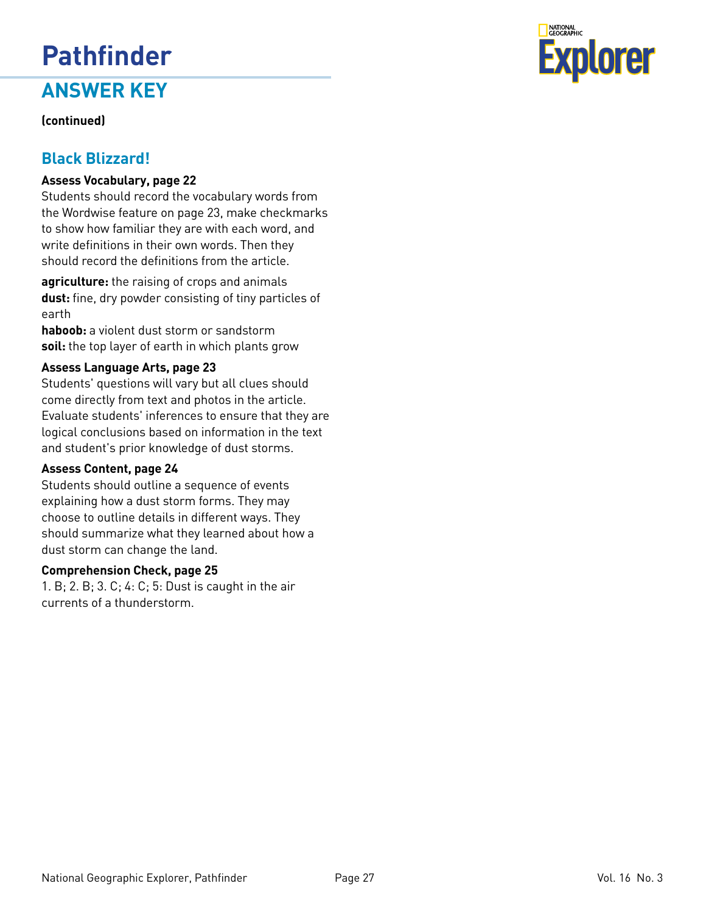# Pathfinder

## ANSWER KEY

**(continued)**

## Black Blizzard!

**Assess Vocabulary, page 22**

Students should record the vocabulary words from the Wordwise feature on page 23, make checkmarks to show how familiar they are with each word, and write definitions in their own words. Then they should record the definitions from the article.

**agriculture:** the raising of crops and animals
**dust:** fine, dry powder consisting of tiny particles of earth
**haboob:** a violent dust storm or sandstorm
**soil:** the top layer of earth in which plants grow

**Assess Language Arts, page 23**

Students' questions will vary but all clues should come directly from text and photos in the article. Evaluate students' inferences to ensure that they are logical conclusions based on information in the text and student's prior knowledge of dust storms.

**Assess Content, page 24**

Students should outline a sequence of events explaining how a dust storm forms. They may choose to outline details in different ways. They should summarize what they learned about how a dust storm can change the land.

**Comprehension Check, page 25**

1. B; 2. B; 3. C; 4: C; 5: Dust is caught in the air currents of a thunderstorm.